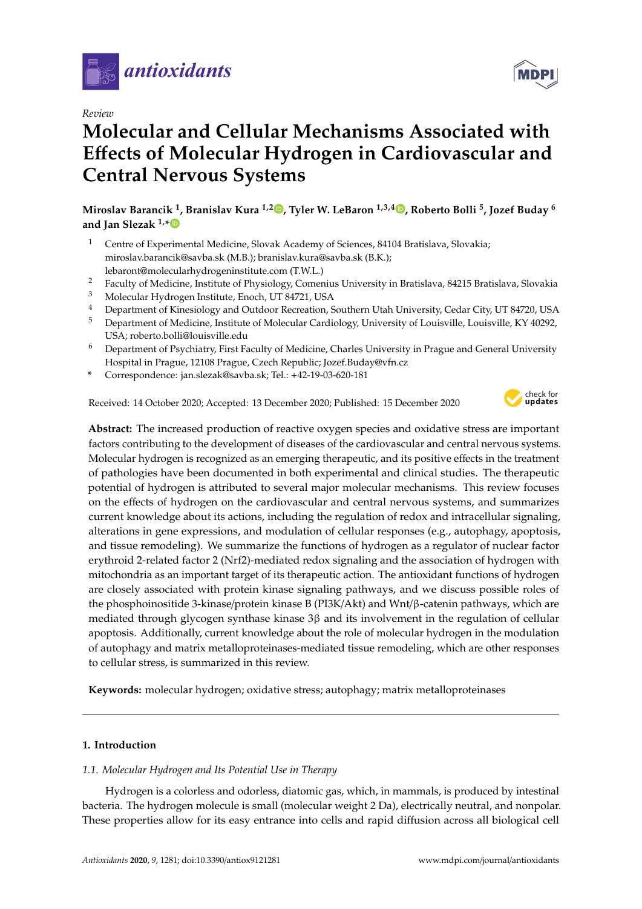*Review*

# Molecular and Cellular Mechanisms Associated with Effects of Molecular Hydrogen in Cardiovascular and Central Nervous Systems

**Miroslav Barancik [1], Branislav Kura [1,2], Tyler W. LeBaron [1,3,4], Roberto Bolli [5], Jozef Buday [6] and Jan Slezak [1,*]**

1. Centre of Experimental Medicine, Slovak Academy of Sciences, 84104 Bratislava, Slovakia; miroslav.barancik@savba.sk (M.B.); branislav.kura@savba.sk (B.K.); lebaront@molecularhydrogeninstitute.com (T.W.L.)
2. Faculty of Medicine, Institute of Physiology, Comenius University in Bratislava, 84215 Bratislava, Slovakia
3. Molecular Hydrogen Institute, Enoch, UT 84721, USA
4. Department of Kinesiology and Outdoor Recreation, Southern Utah University, Cedar City, UT 84720, USA
5. Department of Medicine, Institute of Molecular Cardiology, University of Louisville, Louisville, KY 40292, USA; roberto.bolli@louisville.edu
6. Department of Psychiatry, First Faculty of Medicine, Charles University in Prague and General University Hospital in Prague, 12108 Prague, Czech Republic; Jozef.Buday@vfn.cz

\* Correspondence: jan.slezak@savba.sk; Tel.: +42-19-03-620-181

Received: 14 October 2020; Accepted: 13 December 2020; Published: 15 December 2020

**Abstract:** The increased production of reactive oxygen species and oxidative stress are important factors contributing to the development of diseases of the cardiovascular and central nervous systems. Molecular hydrogen is recognized as an emerging therapeutic, and its positive effects in the treatment of pathologies have been documented in both experimental and clinical studies. The therapeutic potential of hydrogen is attributed to several major molecular mechanisms. This review focuses on the effects of hydrogen on the cardiovascular and central nervous systems, and summarizes current knowledge about its actions, including the regulation of redox and intracellular signaling, alterations in gene expressions, and modulation of cellular responses (e.g., autophagy, apoptosis, and tissue remodeling). We summarize the functions of hydrogen as a regulator of nuclear factor erythroid 2-related factor 2 (Nrf2)-mediated redox signaling and the association of hydrogen with mitochondria as an important target of its therapeutic action. The antioxidant functions of hydrogen are closely associated with protein kinase signaling pathways, and we discuss possible roles of the phosphoinositide 3-kinase/protein kinase B (PI3K/Akt) and Wnt/β-catenin pathways, which are mediated through glycogen synthase kinase 3β and its involvement in the regulation of cellular apoptosis. Additionally, current knowledge about the role of molecular hydrogen in the modulation of autophagy and matrix metalloproteinases-mediated tissue remodeling, which are other responses to cellular stress, is summarized in this review.

**Keywords:** molecular hydrogen; oxidative stress; autophagy; matrix metalloproteinases

## 1. Introduction

### 1.1. Molecular Hydrogen and Its Potential Use in Therapy

Hydrogen is a colorless and odorless, diatomic gas, which, in mammals, is produced by intestinal bacteria. The hydrogen molecule is small (molecular weight 2 Da), electrically neutral, and nonpolar. These properties allow for its easy entrance into cells and rapid diffusion across all biological cell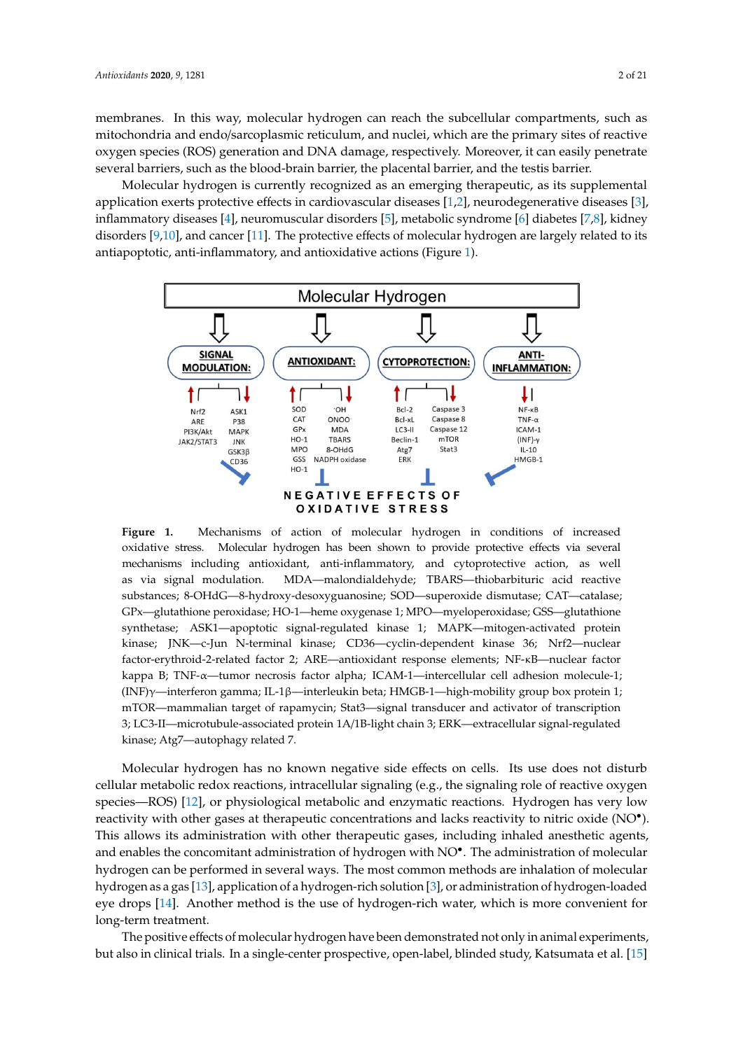membranes. In this way, molecular hydrogen can reach the subcellular compartments, such as mitochondria and endo/sarcoplasmic reticulum, and nuclei, which are the primary sites of reactive oxygen species (ROS) generation and DNA damage, respectively. Moreover, it can easily penetrate several barriers, such as the blood-brain barrier, the placental barrier, and the testis barrier.

Molecular hydrogen is currently recognized as an emerging therapeutic, as its supplemental application exerts protective effects in cardiovascular diseases [1,2], neurodegenerative diseases [3], inflammatory diseases [4], neuromuscular disorders [5], metabolic syndrome [6] diabetes [7,8], kidney disorders [9,10], and cancer [11]. The protective effects of molecular hydrogen are largely related to its antiapoptotic, anti-inflammatory, and antioxidative actions (Figure 1).

**Figure 1.** Mechanisms of action of molecular hydrogen in conditions of increased oxidative stress. Molecular hydrogen has been shown to provide protective effects via several mechanisms including antioxidant, anti-inflammatory, and cytoprotective action, as well as via signal modulation. MDA—malondialdehyde; TBARS—thiobarbituric acid reactive substances; 8-OHdG—8-hydroxy-desoxyguanosine; SOD—superoxide dismutase; CAT—catalase; GPx—glutathione peroxidase; HO-1—heme oxygenase 1; MPO—myeloperoxidase; GSS—glutathione synthetase; ASK1—apoptotic signal-regulated kinase 1; MAPK—mitogen-activated protein kinase; JNK—c-Jun N-terminal kinase; CD36—cyclin-dependent kinase 36; Nrf2—nuclear factor-erythroid-2-related factor 2; ARE—antioxidant response elements; NF-κB—nuclear factor kappa B; TNF-α—tumor necrosis factor alpha; ICAM-1—intercellular cell adhesion molecule-1; (INF)γ—interferon gamma; IL-1β—interleukin beta; HMGB-1—high-mobility group box protein 1; mTOR—mammalian target of rapamycin; Stat3—signal transducer and activator of transcription 3; LC3-II—microtubule-associated protein 1A/1B-light chain 3; ERK—extracellular signal-regulated kinase; Atg7—autophagy related 7.

Molecular hydrogen has no known negative side effects on cells. Its use does not disturb cellular metabolic redox reactions, intracellular signaling (e.g., the signaling role of reactive oxygen species—ROS) [12], or physiological metabolic and enzymatic reactions. Hydrogen has very low reactivity with other gases at therapeutic concentrations and lacks reactivity to nitric oxide ($NO^{\bullet}$). This allows its administration with other therapeutic gases, including inhaled anesthetic agents, and enables the concomitant administration of hydrogen with $NO^{\bullet}$. The administration of molecular hydrogen can be performed in several ways. The most common methods are inhalation of molecular hydrogen as a gas [13], application of a hydrogen-rich solution [3], or administration of hydrogen-loaded eye drops [14]. Another method is the use of hydrogen-rich water, which is more convenient for long-term treatment.

The positive effects of molecular hydrogen have been demonstrated not only in animal experiments, but also in clinical trials. In a single-center prospective, open-label, blinded study, Katsumata et al. [15]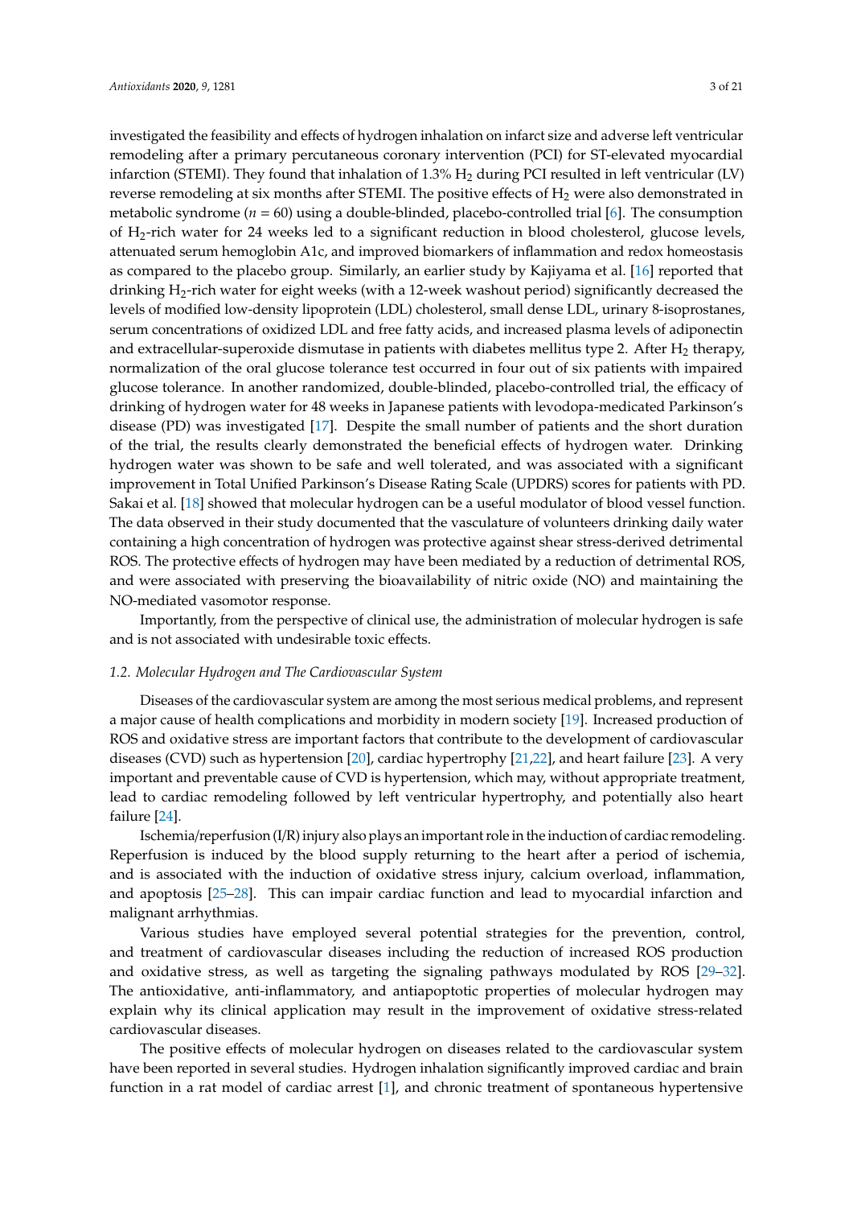investigated the feasibility and effects of hydrogen inhalation on infarct size and adverse left ventricular remodeling after a primary percutaneous coronary intervention (PCI) for ST-elevated myocardial infarction (STEMI). They found that inhalation of 1.3% $H_2$ during PCI resulted in left ventricular (LV) reverse remodeling at six months after STEMI. The positive effects of $H_2$ were also demonstrated in metabolic syndrome ($n$ = 60) using a double-blinded, placebo-controlled trial [6]. The consumption of $H_2$-rich water for 24 weeks led to a significant reduction in blood cholesterol, glucose levels, attenuated serum hemoglobin A1c, and improved biomarkers of inflammation and redox homeostasis as compared to the placebo group. Similarly, an earlier study by Kajiyama et al. [16] reported that drinking $H_2$-rich water for eight weeks (with a 12-week washout period) significantly decreased the levels of modified low-density lipoprotein (LDL) cholesterol, small dense LDL, urinary 8-isoprostanes, serum concentrations of oxidized LDL and free fatty acids, and increased plasma levels of adiponectin and extracellular-superoxide dismutase in patients with diabetes mellitus type 2. After $H_2$ therapy, normalization of the oral glucose tolerance test occurred in four out of six patients with impaired glucose tolerance. In another randomized, double-blinded, placebo-controlled trial, the efficacy of drinking of hydrogen water for 48 weeks in Japanese patients with levodopa-medicated Parkinson's disease (PD) was investigated [17]. Despite the small number of patients and the short duration of the trial, the results clearly demonstrated the beneficial effects of hydrogen water. Drinking hydrogen water was shown to be safe and well tolerated, and was associated with a significant improvement in Total Unified Parkinson's Disease Rating Scale (UPDRS) scores for patients with PD. Sakai et al. [18] showed that molecular hydrogen can be a useful modulator of blood vessel function. The data observed in their study documented that the vasculature of volunteers drinking daily water containing a high concentration of hydrogen was protective against shear stress-derived detrimental ROS. The protective effects of hydrogen may have been mediated by a reduction of detrimental ROS, and were associated with preserving the bioavailability of nitric oxide (NO) and maintaining the NO-mediated vasomotor response.

Importantly, from the perspective of clinical use, the administration of molecular hydrogen is safe and is not associated with undesirable toxic effects.

### *1.2. Molecular Hydrogen and The Cardiovascular System*

Diseases of the cardiovascular system are among the most serious medical problems, and represent a major cause of health complications and morbidity in modern society [19]. Increased production of ROS and oxidative stress are important factors that contribute to the development of cardiovascular diseases (CVD) such as hypertension [20], cardiac hypertrophy [21,22], and heart failure [23]. A very important and preventable cause of CVD is hypertension, which may, without appropriate treatment, lead to cardiac remodeling followed by left ventricular hypertrophy, and potentially also heart failure [24].

Ischemia/reperfusion (I/R) injury also plays an important role in the induction of cardiac remodeling. Reperfusion is induced by the blood supply returning to the heart after a period of ischemia, and is associated with the induction of oxidative stress injury, calcium overload, inflammation, and apoptosis [25–28]. This can impair cardiac function and lead to myocardial infarction and malignant arrhythmias.

Various studies have employed several potential strategies for the prevention, control, and treatment of cardiovascular diseases including the reduction of increased ROS production and oxidative stress, as well as targeting the signaling pathways modulated by ROS [29–32]. The antioxidative, anti-inflammatory, and antiapoptotic properties of molecular hydrogen may explain why its clinical application may result in the improvement of oxidative stress-related cardiovascular diseases.

The positive effects of molecular hydrogen on diseases related to the cardiovascular system have been reported in several studies. Hydrogen inhalation significantly improved cardiac and brain function in a rat model of cardiac arrest [1], and chronic treatment of spontaneous hypertensive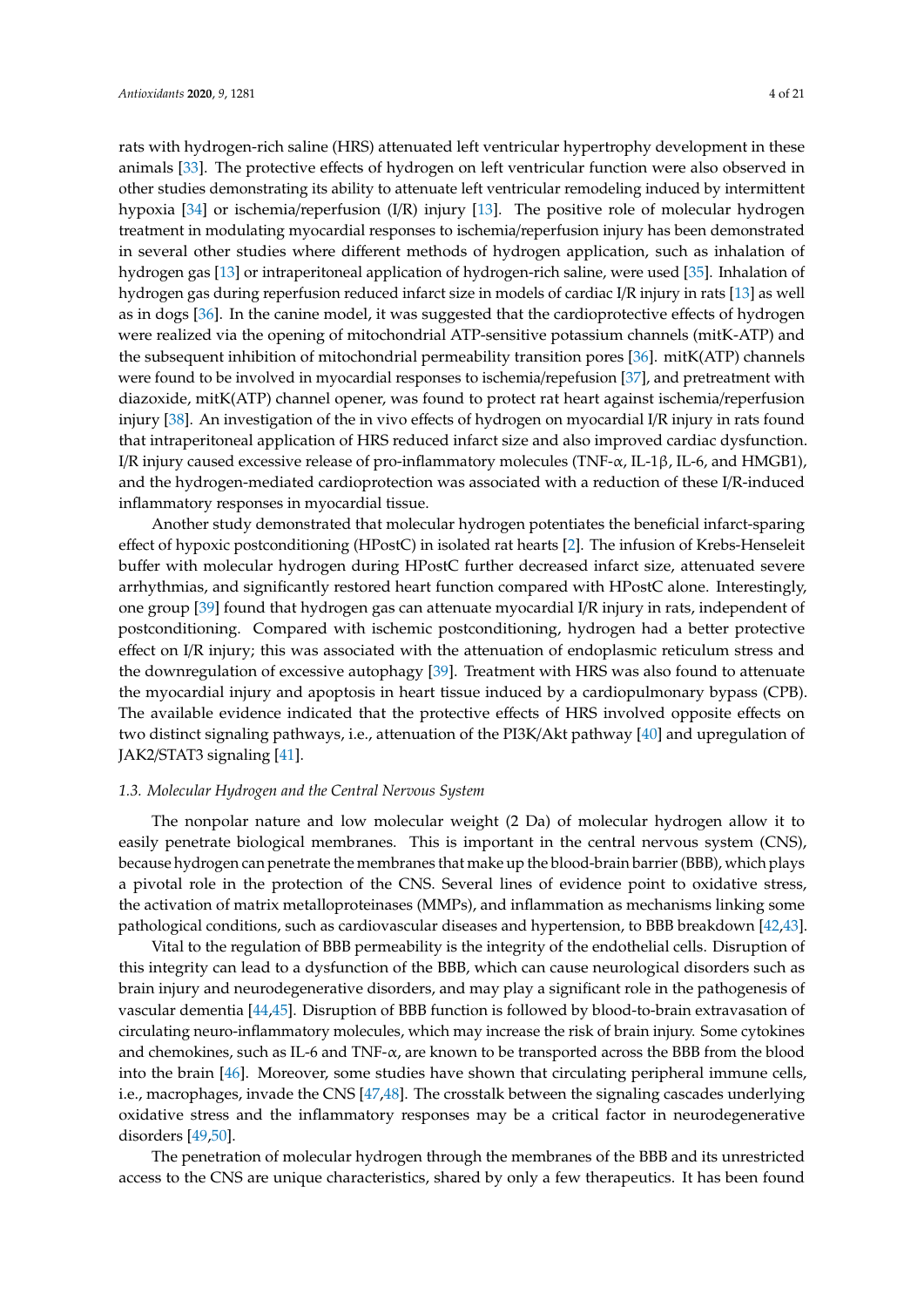rats with hydrogen-rich saline (HRS) attenuated left ventricular hypertrophy development in these animals [33]. The protective effects of hydrogen on left ventricular function were also observed in other studies demonstrating its ability to attenuate left ventricular remodeling induced by intermittent hypoxia [34] or ischemia/reperfusion (I/R) injury [13]. The positive role of molecular hydrogen treatment in modulating myocardial responses to ischemia/reperfusion injury has been demonstrated in several other studies where different methods of hydrogen application, such as inhalation of hydrogen gas [13] or intraperitoneal application of hydrogen-rich saline, were used [35]. Inhalation of hydrogen gas during reperfusion reduced infarct size in models of cardiac I/R injury in rats [13] as well as in dogs [36]. In the canine model, it was suggested that the cardioprotective effects of hydrogen were realized via the opening of mitochondrial ATP-sensitive potassium channels (mitK-ATP) and the subsequent inhibition of mitochondrial permeability transition pores [36]. mitK(ATP) channels were found to be involved in myocardial responses to ischemia/repefusion [37], and pretreatment with diazoxide, mitK(ATP) channel opener, was found to protect rat heart against ischemia/reperfusion injury [38]. An investigation of the in vivo effects of hydrogen on myocardial I/R injury in rats found that intraperitoneal application of HRS reduced infarct size and also improved cardiac dysfunction. I/R injury caused excessive release of pro-inflammatory molecules (TNF-α, IL-1β, IL-6, and HMGB1), and the hydrogen-mediated cardioprotection was associated with a reduction of these I/R-induced inflammatory responses in myocardial tissue.

Another study demonstrated that molecular hydrogen potentiates the beneficial infarct-sparing effect of hypoxic postconditioning (HPostC) in isolated rat hearts [2]. The infusion of Krebs-Henseleit buffer with molecular hydrogen during HPostC further decreased infarct size, attenuated severe arrhythmias, and significantly restored heart function compared with HPostC alone. Interestingly, one group [39] found that hydrogen gas can attenuate myocardial I/R injury in rats, independent of postconditioning. Compared with ischemic postconditioning, hydrogen had a better protective effect on I/R injury; this was associated with the attenuation of endoplasmic reticulum stress and the downregulation of excessive autophagy [39]. Treatment with HRS was also found to attenuate the myocardial injury and apoptosis in heart tissue induced by a cardiopulmonary bypass (CPB). The available evidence indicated that the protective effects of HRS involved opposite effects on two distinct signaling pathways, i.e., attenuation of the PI3K/Akt pathway [40] and upregulation of JAK2/STAT3 signaling [41].

### 1.3. Molecular Hydrogen and the Central Nervous System

The nonpolar nature and low molecular weight (2 Da) of molecular hydrogen allow it to easily penetrate biological membranes. This is important in the central nervous system (CNS), because hydrogen can penetrate the membranes that make up the blood-brain barrier (BBB), which plays a pivotal role in the protection of the CNS. Several lines of evidence point to oxidative stress, the activation of matrix metalloproteinases (MMPs), and inflammation as mechanisms linking some pathological conditions, such as cardiovascular diseases and hypertension, to BBB breakdown [42,43].

Vital to the regulation of BBB permeability is the integrity of the endothelial cells. Disruption of this integrity can lead to a dysfunction of the BBB, which can cause neurological disorders such as brain injury and neurodegenerative disorders, and may play a significant role in the pathogenesis of vascular dementia [44,45]. Disruption of BBB function is followed by blood-to-brain extravasation of circulating neuro-inflammatory molecules, which may increase the risk of brain injury. Some cytokines and chemokines, such as IL-6 and TNF-α, are known to be transported across the BBB from the blood into the brain [46]. Moreover, some studies have shown that circulating peripheral immune cells, i.e., macrophages, invade the CNS [47,48]. The crosstalk between the signaling cascades underlying oxidative stress and the inflammatory responses may be a critical factor in neurodegenerative disorders [49,50].

The penetration of molecular hydrogen through the membranes of the BBB and its unrestricted access to the CNS are unique characteristics, shared by only a few therapeutics. It has been found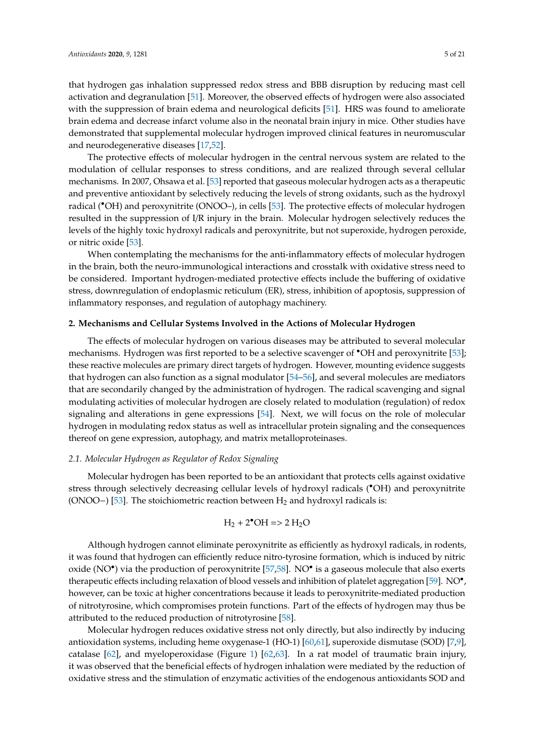that hydrogen gas inhalation suppressed redox stress and BBB disruption by reducing mast cell activation and degranulation [51]. Moreover, the observed effects of hydrogen were also associated with the suppression of brain edema and neurological deficits [51]. HRS was found to ameliorate brain edema and decrease infarct volume also in the neonatal brain injury in mice. Other studies have demonstrated that supplemental molecular hydrogen improved clinical features in neuromuscular and neurodegenerative diseases [17,52].

The protective effects of molecular hydrogen in the central nervous system are related to the modulation of cellular responses to stress conditions, and are realized through several cellular mechanisms. In 2007, Ohsawa et al. [53] reported that gaseous molecular hydrogen acts as a therapeutic and preventive antioxidant by selectively reducing the levels of strong oxidants, such as the hydroxyl radical ($^{\bullet}OH$) and peroxynitrite (ONOO–), in cells [53]. The protective effects of molecular hydrogen resulted in the suppression of I/R injury in the brain. Molecular hydrogen selectively reduces the levels of the highly toxic hydroxyl radicals and peroxynitrite, but not superoxide, hydrogen peroxide, or nitric oxide [53].

When contemplating the mechanisms for the anti-inflammatory effects of molecular hydrogen in the brain, both the neuro-immunological interactions and crosstalk with oxidative stress need to be considered. Important hydrogen-mediated protective effects include the buffering of oxidative stress, downregulation of endoplasmic reticulum (ER), stress, inhibition of apoptosis, suppression of inflammatory responses, and regulation of autophagy machinery.

## 2. Mechanisms and Cellular Systems Involved in the Actions of Molecular Hydrogen

The effects of molecular hydrogen on various diseases may be attributed to several molecular mechanisms. Hydrogen was first reported to be a selective scavenger of $^{\bullet}OH$ and peroxynitrite [53]; these reactive molecules are primary direct targets of hydrogen. However, mounting evidence suggests that hydrogen can also function as a signal modulator [54–56], and several molecules are mediators that are secondarily changed by the administration of hydrogen. The radical scavenging and signal modulating activities of molecular hydrogen are closely related to modulation (regulation) of redox signaling and alterations in gene expressions [54]. Next, we will focus on the role of molecular hydrogen in modulating redox status as well as intracellular protein signaling and the consequences thereof on gene expression, autophagy, and matrix metalloproteinases.

### *2.1. Molecular Hydrogen as Regulator of Redox Signaling*

Molecular hydrogen has been reported to be an antioxidant that protects cells against oxidative stress through selectively decreasing cellular levels of hydroxyl radicals ($^{\bullet}OH$) and peroxynitrite (ONOO−) [53]. The stoichiometric reaction between $H_2$ and hydroxyl radicals is:

$$H_2 + 2^{\bullet}OH \Rightarrow 2\ H_2O$$

Although hydrogen cannot eliminate peroxynitrite as efficiently as hydroxyl radicals, in rodents, it was found that hydrogen can efficiently reduce nitro-tyrosine formation, which is induced by nitric oxide ($NO^{\bullet}$) via the production of peroxynitrite [57,58]. $NO^{\bullet}$ is a gaseous molecule that also exerts therapeutic effects including relaxation of blood vessels and inhibition of platelet aggregation [59]. $NO^{\bullet}$, however, can be toxic at higher concentrations because it leads to peroxynitrite-mediated production of nitrotyrosine, which compromises protein functions. Part of the effects of hydrogen may thus be attributed to the reduced production of nitrotyrosine [58].

Molecular hydrogen reduces oxidative stress not only directly, but also indirectly by inducing antioxidation systems, including heme oxygenase-1 (HO-1) [60,61], superoxide dismutase (SOD) [7,9], catalase [62], and myeloperoxidase (Figure 1) [62,63]. In a rat model of traumatic brain injury, it was observed that the beneficial effects of hydrogen inhalation were mediated by the reduction of oxidative stress and the stimulation of enzymatic activities of the endogenous antioxidants SOD and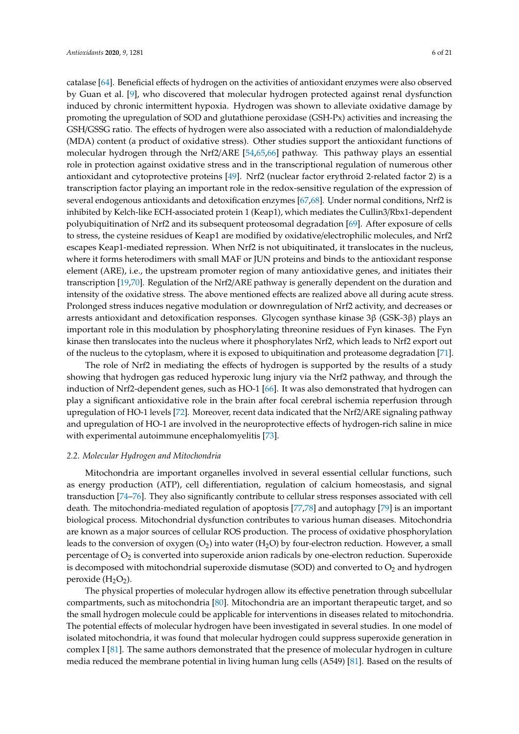catalase [64]. Beneficial effects of hydrogen on the activities of antioxidant enzymes were also observed by Guan et al. [9], who discovered that molecular hydrogen protected against renal dysfunction induced by chronic intermittent hypoxia. Hydrogen was shown to alleviate oxidative damage by promoting the upregulation of SOD and glutathione peroxidase (GSH-Px) activities and increasing the GSH/GSSG ratio. The effects of hydrogen were also associated with a reduction of malondialdehyde (MDA) content (a product of oxidative stress). Other studies support the antioxidant functions of molecular hydrogen through the Nrf2/ARE [54,65,66] pathway. This pathway plays an essential role in protection against oxidative stress and in the transcriptional regulation of numerous other antioxidant and cytoprotective proteins [49]. Nrf2 (nuclear factor erythroid 2-related factor 2) is a transcription factor playing an important role in the redox-sensitive regulation of the expression of several endogenous antioxidants and detoxification enzymes [67,68]. Under normal conditions, Nrf2 is inhibited by Kelch-like ECH-associated protein 1 (Keap1), which mediates the Cullin3/Rbx1-dependent polyubiquitination of Nrf2 and its subsequent proteosomal degradation [69]. After exposure of cells to stress, the cysteine residues of Keap1 are modified by oxidative/electrophilic molecules, and Nrf2 escapes Keap1-mediated repression. When Nrf2 is not ubiquitinated, it translocates in the nucleus, where it forms heterodimers with small MAF or JUN proteins and binds to the antioxidant response element (ARE), i.e., the upstream promoter region of many antioxidative genes, and initiates their transcription [19,70]. Regulation of the Nrf2/ARE pathway is generally dependent on the duration and intensity of the oxidative stress. The above mentioned effects are realized above all during acute stress. Prolonged stress induces negative modulation or downregulation of Nrf2 activity, and decreases or arrests antioxidant and detoxification responses. Glycogen synthase kinase 3β (GSK-3β) plays an important role in this modulation by phosphorylating threonine residues of Fyn kinases. The Fyn kinase then translocates into the nucleus where it phosphorylates Nrf2, which leads to Nrf2 export out of the nucleus to the cytoplasm, where it is exposed to ubiquitination and proteasome degradation [71].

The role of Nrf2 in mediating the effects of hydrogen is supported by the results of a study showing that hydrogen gas reduced hyperoxic lung injury via the Nrf2 pathway, and through the induction of Nrf2-dependent genes, such as HO-1 [66]. It was also demonstrated that hydrogen can play a significant antioxidative role in the brain after focal cerebral ischemia reperfusion through upregulation of HO-1 levels [72]. Moreover, recent data indicated that the Nrf2/ARE signaling pathway and upregulation of HO-1 are involved in the neuroprotective effects of hydrogen-rich saline in mice with experimental autoimmune encephalomyelitis [73].

### *2.2. Molecular Hydrogen and Mitochondria*

Mitochondria are important organelles involved in several essential cellular functions, such as energy production (ATP), cell differentiation, regulation of calcium homeostasis, and signal transduction [74–76]. They also significantly contribute to cellular stress responses associated with cell death. The mitochondria-mediated regulation of apoptosis [77,78] and autophagy [79] is an important biological process. Mitochondrial dysfunction contributes to various human diseases. Mitochondria are known as a major sources of cellular ROS production. The process of oxidative phosphorylation leads to the conversion of oxygen ($O_2$) into water ($H_2O$) by four-electron reduction. However, a small percentage of $O_2$ is converted into superoxide anion radicals by one-electron reduction. Superoxide is decomposed with mitochondrial superoxide dismutase (SOD) and converted to $O_2$ and hydrogen peroxide ($H_2O_2$).

The physical properties of molecular hydrogen allow its effective penetration through subcellular compartments, such as mitochondria [80]. Mitochondria are an important therapeutic target, and so the small hydrogen molecule could be applicable for interventions in diseases related to mitochondria. The potential effects of molecular hydrogen have been investigated in several studies. In one model of isolated mitochondria, it was found that molecular hydrogen could suppress superoxide generation in complex I [81]. The same authors demonstrated that the presence of molecular hydrogen in culture media reduced the membrane potential in living human lung cells (A549) [81]. Based on the results of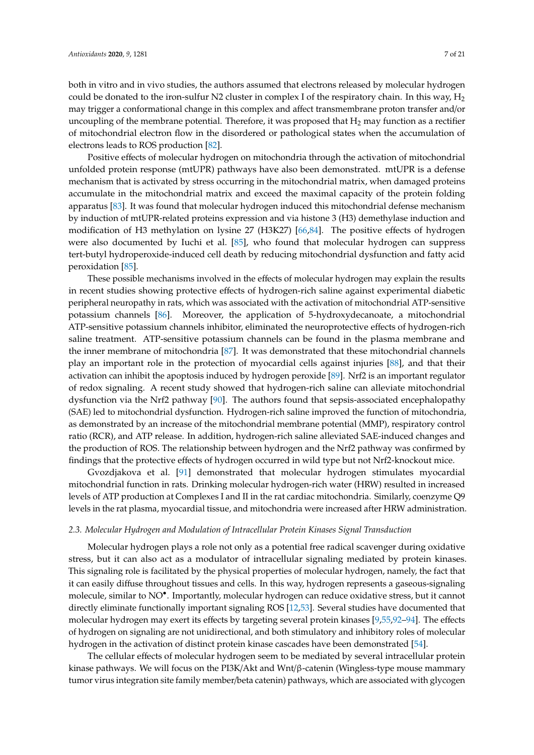both in vitro and in vivo studies, the authors assumed that electrons released by molecular hydrogen could be donated to the iron-sulfur N2 cluster in complex I of the respiratory chain. In this way, $H_2$ may trigger a conformational change in this complex and affect transmembrane proton transfer and/or uncoupling of the membrane potential. Therefore, it was proposed that $H_2$ may function as a rectifier of mitochondrial electron flow in the disordered or pathological states when the accumulation of electrons leads to ROS production [82].

Positive effects of molecular hydrogen on mitochondria through the activation of mitochondrial unfolded protein response (mtUPR) pathways have also been demonstrated. mtUPR is a defense mechanism that is activated by stress occurring in the mitochondrial matrix, when damaged proteins accumulate in the mitochondrial matrix and exceed the maximal capacity of the protein folding apparatus [83]. It was found that molecular hydrogen induced this mitochondrial defense mechanism by induction of mtUPR-related proteins expression and via histone 3 (H3) demethylase induction and modification of H3 methylation on lysine 27 (H3K27) [66,84]. The positive effects of hydrogen were also documented by Iuchi et al. [85], who found that molecular hydrogen can suppress tert-butyl hydroperoxide-induced cell death by reducing mitochondrial dysfunction and fatty acid peroxidation [85].

These possible mechanisms involved in the effects of molecular hydrogen may explain the results in recent studies showing protective effects of hydrogen-rich saline against experimental diabetic peripheral neuropathy in rats, which was associated with the activation of mitochondrial ATP-sensitive potassium channels [86]. Moreover, the application of 5-hydroxydecanoate, a mitochondrial ATP-sensitive potassium channels inhibitor, eliminated the neuroprotective effects of hydrogen-rich saline treatment. ATP-sensitive potassium channels can be found in the plasma membrane and the inner membrane of mitochondria [87]. It was demonstrated that these mitochondrial channels play an important role in the protection of myocardial cells against injuries [88], and that their activation can inhibit the apoptosis induced by hydrogen peroxide [89]. Nrf2 is an important regulator of redox signaling. A recent study showed that hydrogen-rich saline can alleviate mitochondrial dysfunction via the Nrf2 pathway [90]. The authors found that sepsis-associated encephalopathy (SAE) led to mitochondrial dysfunction. Hydrogen-rich saline improved the function of mitochondria, as demonstrated by an increase of the mitochondrial membrane potential (MMP), respiratory control ratio (RCR), and ATP release. In addition, hydrogen-rich saline alleviated SAE-induced changes and the production of ROS. The relationship between hydrogen and the Nrf2 pathway was confirmed by findings that the protective effects of hydrogen occurred in wild type but not Nrf2-knockout mice.

Gvozdjakova et al. [91] demonstrated that molecular hydrogen stimulates myocardial mitochondrial function in rats. Drinking molecular hydrogen-rich water (HRW) resulted in increased levels of ATP production at Complexes I and II in the rat cardiac mitochondria. Similarly, coenzyme Q9 levels in the rat plasma, myocardial tissue, and mitochondria were increased after HRW administration.

### 2.3. Molecular Hydrogen and Modulation of Intracellular Protein Kinases Signal Transduction

Molecular hydrogen plays a role not only as a potential free radical scavenger during oxidative stress, but it can also act as a modulator of intracellular signaling mediated by protein kinases. This signaling role is facilitated by the physical properties of molecular hydrogen, namely, the fact that it can easily diffuse throughout tissues and cells. In this way, hydrogen represents a gaseous-signaling molecule, similar to $NO^{\bullet}$. Importantly, molecular hydrogen can reduce oxidative stress, but it cannot directly eliminate functionally important signaling ROS [12,53]. Several studies have documented that molecular hydrogen may exert its effects by targeting several protein kinases [9,55,92–94]. The effects of hydrogen on signaling are not unidirectional, and both stimulatory and inhibitory roles of molecular hydrogen in the activation of distinct protein kinase cascades have been demonstrated [54].

The cellular effects of molecular hydrogen seem to be mediated by several intracellular protein kinase pathways. We will focus on the PI3K/Akt and Wnt/β-catenin (Wingless-type mouse mammary tumor virus integration site family member/beta catenin) pathways, which are associated with glycogen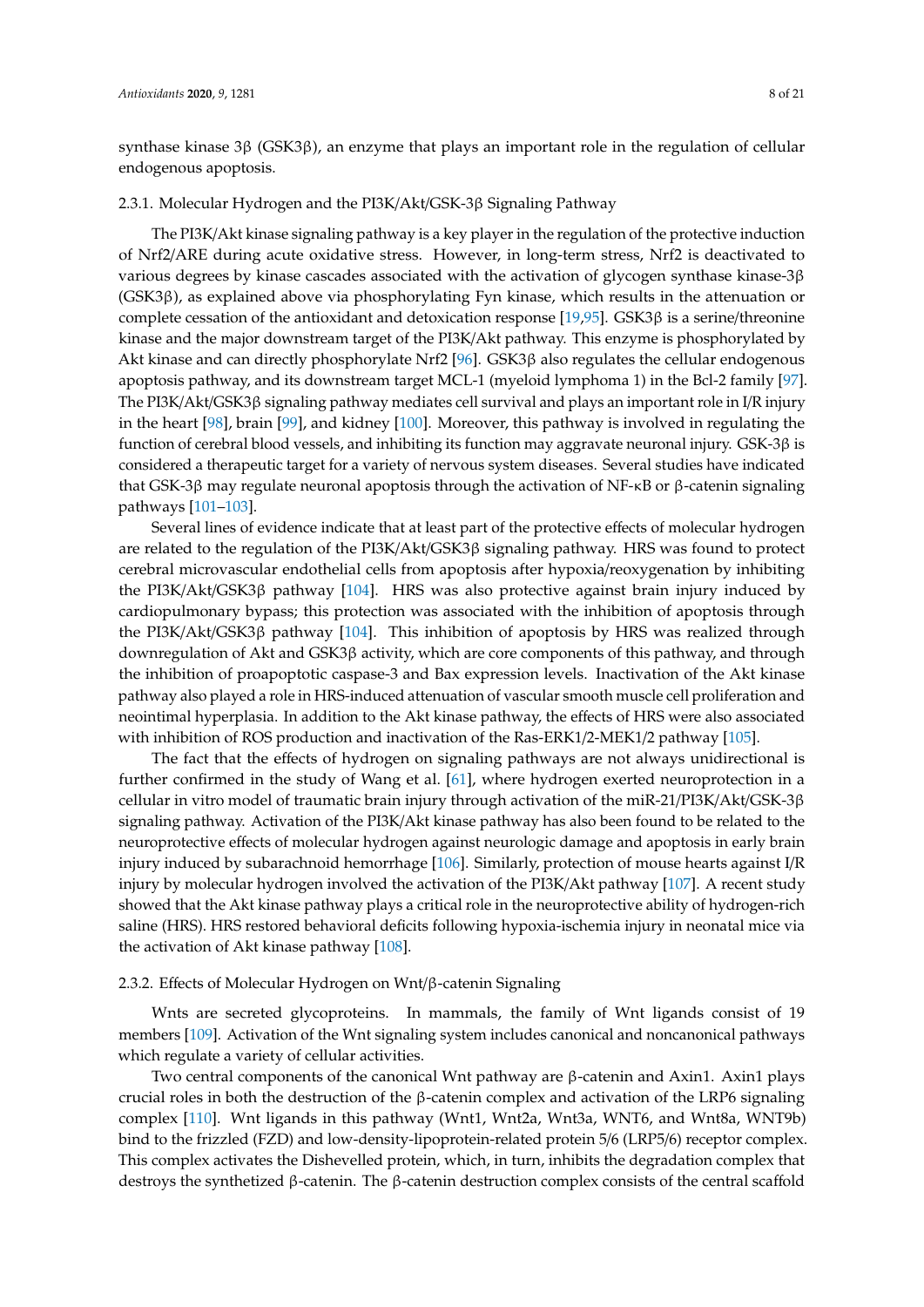synthase kinase 3β (GSK3β), an enzyme that plays an important role in the regulation of cellular endogenous apoptosis.

### 2.3.1. Molecular Hydrogen and the PI3K/Akt/GSK-3β Signaling Pathway

The PI3K/Akt kinase signaling pathway is a key player in the regulation of the protective induction of Nrf2/ARE during acute oxidative stress. However, in long-term stress, Nrf2 is deactivated to various degrees by kinase cascades associated with the activation of glycogen synthase kinase-3β (GSK3β), as explained above via phosphorylating Fyn kinase, which results in the attenuation or complete cessation of the antioxidant and detoxication response [19,95]. GSK3β is a serine/threonine kinase and the major downstream target of the PI3K/Akt pathway. This enzyme is phosphorylated by Akt kinase and can directly phosphorylate Nrf2 [96]. GSK3β also regulates the cellular endogenous apoptosis pathway, and its downstream target MCL-1 (myeloid lymphoma 1) in the Bcl-2 family [97]. The PI3K/Akt/GSK3β signaling pathway mediates cell survival and plays an important role in I/R injury in the heart [98], brain [99], and kidney [100]. Moreover, this pathway is involved in regulating the function of cerebral blood vessels, and inhibiting its function may aggravate neuronal injury. GSK-3β is considered a therapeutic target for a variety of nervous system diseases. Several studies have indicated that GSK-3β may regulate neuronal apoptosis through the activation of NF-κB or β-catenin signaling pathways [101–103].

Several lines of evidence indicate that at least part of the protective effects of molecular hydrogen are related to the regulation of the PI3K/Akt/GSK3β signaling pathway. HRS was found to protect cerebral microvascular endothelial cells from apoptosis after hypoxia/reoxygenation by inhibiting the PI3K/Akt/GSK3β pathway [104]. HRS was also protective against brain injury induced by cardiopulmonary bypass; this protection was associated with the inhibition of apoptosis through the PI3K/Akt/GSK3β pathway [104]. This inhibition of apoptosis by HRS was realized through downregulation of Akt and GSK3β activity, which are core components of this pathway, and through the inhibition of proapoptotic caspase-3 and Bax expression levels. Inactivation of the Akt kinase pathway also played a role in HRS-induced attenuation of vascular smooth muscle cell proliferation and neointimal hyperplasia. In addition to the Akt kinase pathway, the effects of HRS were also associated with inhibition of ROS production and inactivation of the Ras-ERK1/2-MEK1/2 pathway [105].

The fact that the effects of hydrogen on signaling pathways are not always unidirectional is further confirmed in the study of Wang et al. [61], where hydrogen exerted neuroprotection in a cellular in vitro model of traumatic brain injury through activation of the miR-21/PI3K/Akt/GSK-3β signaling pathway. Activation of the PI3K/Akt kinase pathway has also been found to be related to the neuroprotective effects of molecular hydrogen against neurologic damage and apoptosis in early brain injury induced by subarachnoid hemorrhage [106]. Similarly, protection of mouse hearts against I/R injury by molecular hydrogen involved the activation of the PI3K/Akt pathway [107]. A recent study showed that the Akt kinase pathway plays a critical role in the neuroprotective ability of hydrogen-rich saline (HRS). HRS restored behavioral deficits following hypoxia-ischemia injury in neonatal mice via the activation of Akt kinase pathway [108].

### 2.3.2. Effects of Molecular Hydrogen on Wnt/β-catenin Signaling

Wnts are secreted glycoproteins. In mammals, the family of Wnt ligands consist of 19 members [109]. Activation of the Wnt signaling system includes canonical and noncanonical pathways which regulate a variety of cellular activities.

Two central components of the canonical Wnt pathway are β-catenin and Axin1. Axin1 plays crucial roles in both the destruction of the β-catenin complex and activation of the LRP6 signaling complex [110]. Wnt ligands in this pathway (Wnt1, Wnt2a, Wnt3a, WNT6, and Wnt8a, WNT9b) bind to the frizzled (FZD) and low-density-lipoprotein-related protein 5/6 (LRP5/6) receptor complex. This complex activates the Dishevelled protein, which, in turn, inhibits the degradation complex that destroys the synthetized β-catenin. The β-catenin destruction complex consists of the central scaffold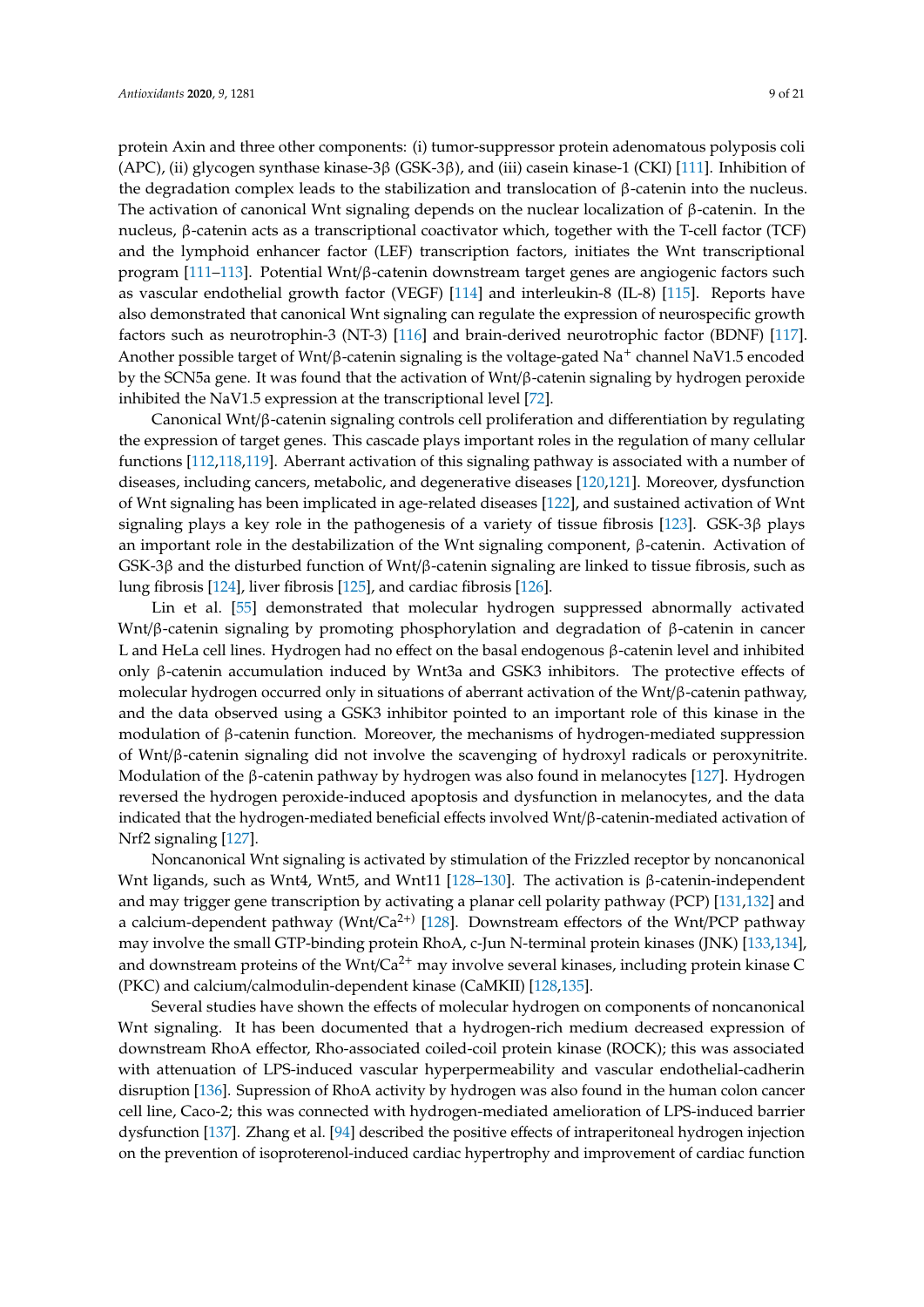protein Axin and three other components: (i) tumor-suppressor protein adenomatous polyposis coli (APC), (ii) glycogen synthase kinase-3β (GSK-3β), and (iii) casein kinase-1 (CKI) [111]. Inhibition of the degradation complex leads to the stabilization and translocation of β-catenin into the nucleus. The activation of canonical Wnt signaling depends on the nuclear localization of β-catenin. In the nucleus, β-catenin acts as a transcriptional coactivator which, together with the T-cell factor (TCF) and the lymphoid enhancer factor (LEF) transcription factors, initiates the Wnt transcriptional program [111–113]. Potential Wnt/β-catenin downstream target genes are angiogenic factors such as vascular endothelial growth factor (VEGF) [114] and interleukin-8 (IL-8) [115]. Reports have also demonstrated that canonical Wnt signaling can regulate the expression of neurospecific growth factors such as neurotrophin-3 (NT-3) [116] and brain-derived neurotrophic factor (BDNF) [117]. Another possible target of Wnt/β-catenin signaling is the voltage-gated $Na^+$ channel NaV1.5 encoded by the SCN5a gene. It was found that the activation of Wnt/β-catenin signaling by hydrogen peroxide inhibited the NaV1.5 expression at the transcriptional level [72].

Canonical Wnt/β-catenin signaling controls cell proliferation and differentiation by regulating the expression of target genes. This cascade plays important roles in the regulation of many cellular functions [112,118,119]. Aberrant activation of this signaling pathway is associated with a number of diseases, including cancers, metabolic, and degenerative diseases [120,121]. Moreover, dysfunction of Wnt signaling has been implicated in age-related diseases [122], and sustained activation of Wnt signaling plays a key role in the pathogenesis of a variety of tissue fibrosis [123]. GSK-3β plays an important role in the destabilization of the Wnt signaling component, β-catenin. Activation of GSK-3β and the disturbed function of Wnt/β-catenin signaling are linked to tissue fibrosis, such as lung fibrosis [124], liver fibrosis [125], and cardiac fibrosis [126].

Lin et al. [55] demonstrated that molecular hydrogen suppressed abnormally activated Wnt/β-catenin signaling by promoting phosphorylation and degradation of β-catenin in cancer L and HeLa cell lines. Hydrogen had no effect on the basal endogenous β-catenin level and inhibited only β-catenin accumulation induced by Wnt3a and GSK3 inhibitors. The protective effects of molecular hydrogen occurred only in situations of aberrant activation of the Wnt/β-catenin pathway, and the data observed using a GSK3 inhibitor pointed to an important role of this kinase in the modulation of β-catenin function. Moreover, the mechanisms of hydrogen-mediated suppression of Wnt/β-catenin signaling did not involve the scavenging of hydroxyl radicals or peroxynitrite. Modulation of the β-catenin pathway by hydrogen was also found in melanocytes [127]. Hydrogen reversed the hydrogen peroxide-induced apoptosis and dysfunction in melanocytes, and the data indicated that the hydrogen-mediated beneficial effects involved Wnt/β-catenin-mediated activation of Nrf2 signaling [127].

Noncanonical Wnt signaling is activated by stimulation of the Frizzled receptor by noncanonical Wnt ligands, such as Wnt4, Wnt5, and Wnt11 [128–130]. The activation is β-catenin-independent and may trigger gene transcription by activating a planar cell polarity pathway (PCP) [131,132] and a calcium-dependent pathway ($Wnt/Ca^{2+)}$ [128]. Downstream effectors of the Wnt/PCP pathway may involve the small GTP-binding protein RhoA, c-Jun N-terminal protein kinases (JNK) [133,134], and downstream proteins of the $Wnt/Ca^{2+}$ may involve several kinases, including protein kinase C (PKC) and calcium/calmodulin-dependent kinase (CaMKII) [128,135].

Several studies have shown the effects of molecular hydrogen on components of noncanonical Wnt signaling. It has been documented that a hydrogen-rich medium decreased expression of downstream RhoA effector, Rho-associated coiled-coil protein kinase (ROCK); this was associated with attenuation of LPS-induced vascular hyperpermeability and vascular endothelial-cadherin disruption [136]. Supression of RhoA activity by hydrogen was also found in the human colon cancer cell line, Caco-2; this was connected with hydrogen-mediated amelioration of LPS-induced barrier dysfunction [137]. Zhang et al. [94] described the positive effects of intraperitoneal hydrogen injection on the prevention of isoproterenol-induced cardiac hypertrophy and improvement of cardiac function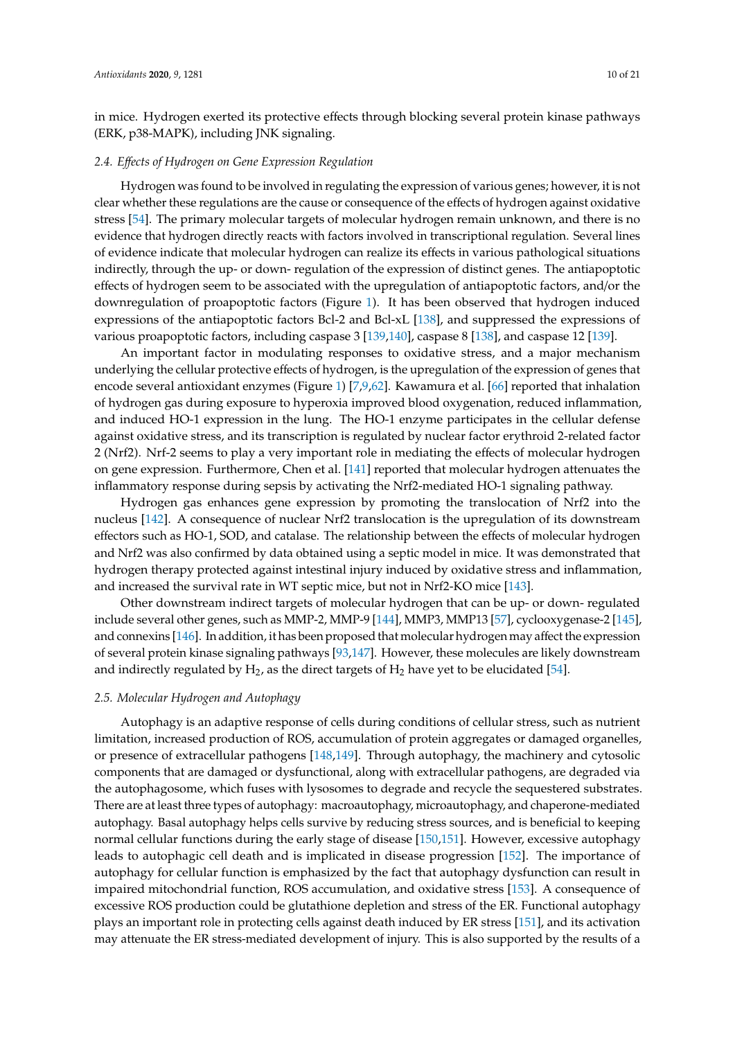in mice. Hydrogen exerted its protective effects through blocking several protein kinase pathways (ERK, p38-MAPK), including JNK signaling.

### 2.4. *Effects of Hydrogen on Gene Expression Regulation*

Hydrogen was found to be involved in regulating the expression of various genes; however, it is not clear whether these regulations are the cause or consequence of the effects of hydrogen against oxidative stress [54]. The primary molecular targets of molecular hydrogen remain unknown, and there is no evidence that hydrogen directly reacts with factors involved in transcriptional regulation. Several lines of evidence indicate that molecular hydrogen can realize its effects in various pathological situations indirectly, through the up- or down- regulation of the expression of distinct genes. The antiapoptotic effects of hydrogen seem to be associated with the upregulation of antiapoptotic factors, and/or the downregulation of proapoptotic factors (Figure 1). It has been observed that hydrogen induced expressions of the antiapoptotic factors Bcl-2 and Bcl-xL [138], and suppressed the expressions of various proapoptotic factors, including caspase 3 [139,140], caspase 8 [138], and caspase 12 [139].

An important factor in modulating responses to oxidative stress, and a major mechanism underlying the cellular protective effects of hydrogen, is the upregulation of the expression of genes that encode several antioxidant enzymes (Figure 1) [7,9,62]. Kawamura et al. [66] reported that inhalation of hydrogen gas during exposure to hyperoxia improved blood oxygenation, reduced inflammation, and induced HO-1 expression in the lung. The HO-1 enzyme participates in the cellular defense against oxidative stress, and its transcription is regulated by nuclear factor erythroid 2-related factor 2 (Nrf2). Nrf-2 seems to play a very important role in mediating the effects of molecular hydrogen on gene expression. Furthermore, Chen et al. [141] reported that molecular hydrogen attenuates the inflammatory response during sepsis by activating the Nrf2-mediated HO-1 signaling pathway.

Hydrogen gas enhances gene expression by promoting the translocation of Nrf2 into the nucleus [142]. A consequence of nuclear Nrf2 translocation is the upregulation of its downstream effectors such as HO-1, SOD, and catalase. The relationship between the effects of molecular hydrogen and Nrf2 was also confirmed by data obtained using a septic model in mice. It was demonstrated that hydrogen therapy protected against intestinal injury induced by oxidative stress and inflammation, and increased the survival rate in WT septic mice, but not in Nrf2-KO mice [143].

Other downstream indirect targets of molecular hydrogen that can be up- or down- regulated include several other genes, such as MMP-2, MMP-9 [144], MMP3, MMP13 [57], cyclooxygenase-2 [145], and connexins [146]. In addition, it has been proposed that molecular hydrogen may affect the expression of several protein kinase signaling pathways [93,147]. However, these molecules are likely downstream and indirectly regulated by $H_2$, as the direct targets of $H_2$ have yet to be elucidated [54].

### 2.5. *Molecular Hydrogen and Autophagy*

Autophagy is an adaptive response of cells during conditions of cellular stress, such as nutrient limitation, increased production of ROS, accumulation of protein aggregates or damaged organelles, or presence of extracellular pathogens [148,149]. Through autophagy, the machinery and cytosolic components that are damaged or dysfunctional, along with extracellular pathogens, are degraded via the autophagosome, which fuses with lysosomes to degrade and recycle the sequestered substrates. There are at least three types of autophagy: macroautophagy, microautophagy, and chaperone-mediated autophagy. Basal autophagy helps cells survive by reducing stress sources, and is beneficial to keeping normal cellular functions during the early stage of disease [150,151]. However, excessive autophagy leads to autophagic cell death and is implicated in disease progression [152]. The importance of autophagy for cellular function is emphasized by the fact that autophagy dysfunction can result in impaired mitochondrial function, ROS accumulation, and oxidative stress [153]. A consequence of excessive ROS production could be glutathione depletion and stress of the ER. Functional autophagy plays an important role in protecting cells against death induced by ER stress [151], and its activation may attenuate the ER stress-mediated development of injury. This is also supported by the results of a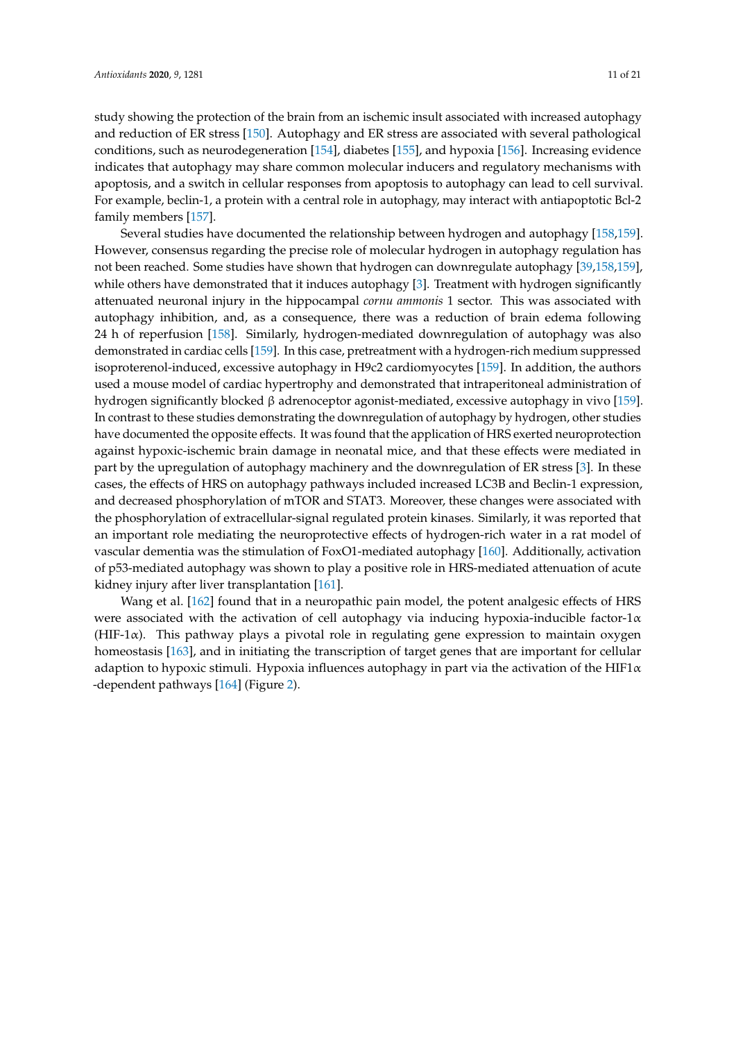study showing the protection of the brain from an ischemic insult associated with increased autophagy and reduction of ER stress [150]. Autophagy and ER stress are associated with several pathological conditions, such as neurodegeneration [154], diabetes [155], and hypoxia [156]. Increasing evidence indicates that autophagy may share common molecular inducers and regulatory mechanisms with apoptosis, and a switch in cellular responses from apoptosis to autophagy can lead to cell survival. For example, beclin-1, a protein with a central role in autophagy, may interact with antiapoptotic Bcl-2 family members [157].

Several studies have documented the relationship between hydrogen and autophagy [158,159]. However, consensus regarding the precise role of molecular hydrogen in autophagy regulation has not been reached. Some studies have shown that hydrogen can downregulate autophagy [39,158,159], while others have demonstrated that it induces autophagy [3]. Treatment with hydrogen significantly attenuated neuronal injury in the hippocampal *cornu ammonis* 1 sector. This was associated with autophagy inhibition, and, as a consequence, there was a reduction of brain edema following 24 h of reperfusion [158]. Similarly, hydrogen-mediated downregulation of autophagy was also demonstrated in cardiac cells [159]. In this case, pretreatment with a hydrogen-rich medium suppressed isoproterenol-induced, excessive autophagy in H9c2 cardiomyocytes [159]. In addition, the authors used a mouse model of cardiac hypertrophy and demonstrated that intraperitoneal administration of hydrogen significantly blocked β adrenoceptor agonist-mediated, excessive autophagy in vivo [159]. In contrast to these studies demonstrating the downregulation of autophagy by hydrogen, other studies have documented the opposite effects. It was found that the application of HRS exerted neuroprotection against hypoxic-ischemic brain damage in neonatal mice, and that these effects were mediated in part by the upregulation of autophagy machinery and the downregulation of ER stress [3]. In these cases, the effects of HRS on autophagy pathways included increased LC3B and Beclin-1 expression, and decreased phosphorylation of mTOR and STAT3. Moreover, these changes were associated with the phosphorylation of extracellular-signal regulated protein kinases. Similarly, it was reported that an important role mediating the neuroprotective effects of hydrogen-rich water in a rat model of vascular dementia was the stimulation of FoxO1-mediated autophagy [160]. Additionally, activation of p53-mediated autophagy was shown to play a positive role in HRS-mediated attenuation of acute kidney injury after liver transplantation [161].

Wang et al. [162] found that in a neuropathic pain model, the potent analgesic effects of HRS were associated with the activation of cell autophagy via inducing hypoxia-inducible factor-1α (HIF-1α). This pathway plays a pivotal role in regulating gene expression to maintain oxygen homeostasis [163], and in initiating the transcription of target genes that are important for cellular adaption to hypoxic stimuli. Hypoxia influences autophagy in part via the activation of the HIF1α -dependent pathways [164] (Figure 2).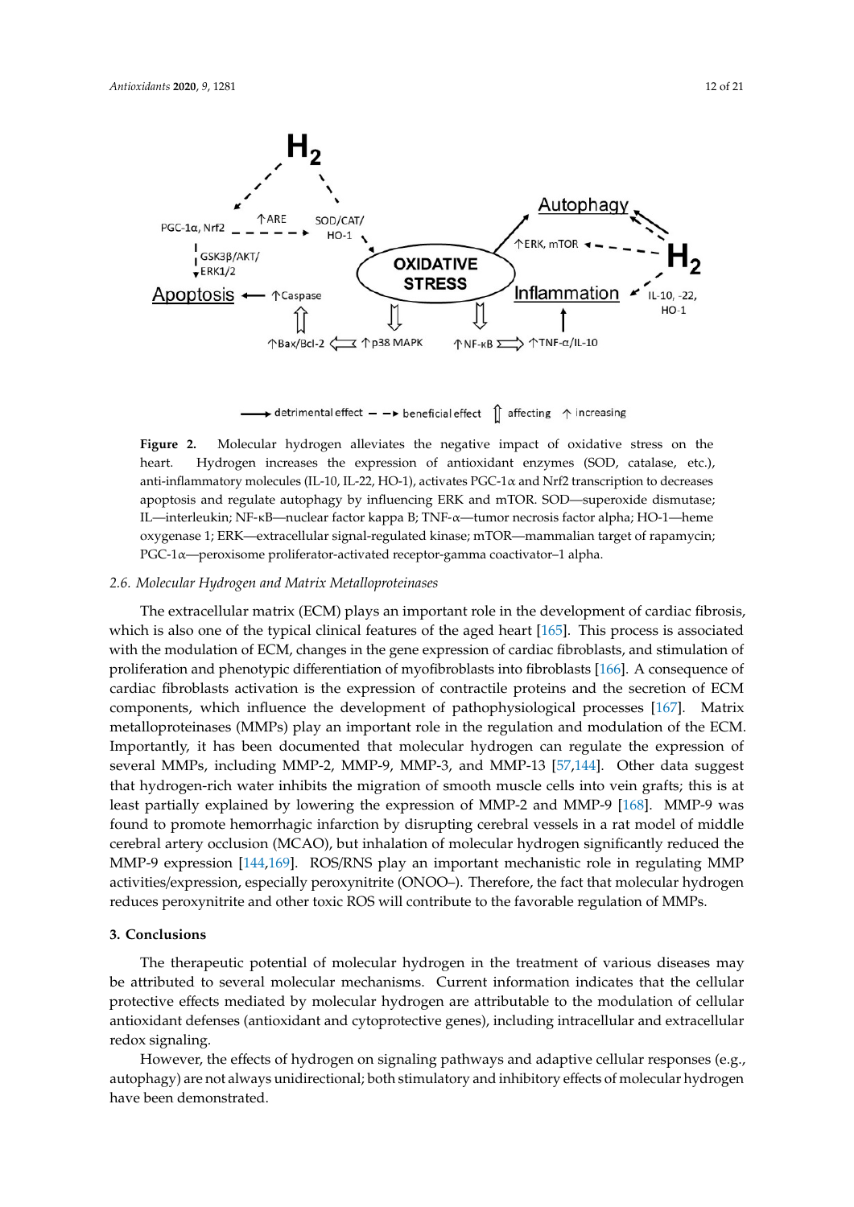**Figure 2.** Molecular hydrogen alleviates the negative impact of oxidative stress on the heart. Hydrogen increases the expression of antioxidant enzymes (SOD, catalase, etc.), anti-inflammatory molecules (IL-10, IL-22, HO-1), activates PGC-1α and Nrf2 transcription to decreases apoptosis and regulate autophagy by influencing ERK and mTOR. SOD—superoxide dismutase; IL—interleukin; NF-κB—nuclear factor kappa B; TNF-α—tumor necrosis factor alpha; HO-1—heme oxygenase 1; ERK—extracellular signal-regulated kinase; mTOR—mammalian target of rapamycin; PGC-1α—peroxisome proliferator-activated receptor-gamma coactivator–1 alpha.

### *2.6. Molecular Hydrogen and Matrix Metalloproteinases*

The extracellular matrix (ECM) plays an important role in the development of cardiac fibrosis, which is also one of the typical clinical features of the aged heart [165]. This process is associated with the modulation of ECM, changes in the gene expression of cardiac fibroblasts, and stimulation of proliferation and phenotypic differentiation of myofibroblasts into fibroblasts [166]. A consequence of cardiac fibroblasts activation is the expression of contractile proteins and the secretion of ECM components, which influence the development of pathophysiological processes [167]. Matrix metalloproteinases (MMPs) play an important role in the regulation and modulation of the ECM. Importantly, it has been documented that molecular hydrogen can regulate the expression of several MMPs, including MMP-2, MMP-9, MMP-3, and MMP-13 [57,144]. Other data suggest that hydrogen-rich water inhibits the migration of smooth muscle cells into vein grafts; this is at least partially explained by lowering the expression of MMP-2 and MMP-9 [168]. MMP-9 was found to promote hemorrhagic infarction by disrupting cerebral vessels in a rat model of middle cerebral artery occlusion (MCAO), but inhalation of molecular hydrogen significantly reduced the MMP-9 expression [144,169]. ROS/RNS play an important mechanistic role in regulating MMP activities/expression, especially peroxynitrite (ONOO–). Therefore, the fact that molecular hydrogen reduces peroxynitrite and other toxic ROS will contribute to the favorable regulation of MMPs.

## 3. Conclusions

The therapeutic potential of molecular hydrogen in the treatment of various diseases may be attributed to several molecular mechanisms. Current information indicates that the cellular protective effects mediated by molecular hydrogen are attributable to the modulation of cellular antioxidant defenses (antioxidant and cytoprotective genes), including intracellular and extracellular redox signaling.

However, the effects of hydrogen on signaling pathways and adaptive cellular responses (e.g., autophagy) are not always unidirectional; both stimulatory and inhibitory effects of molecular hydrogen have been demonstrated.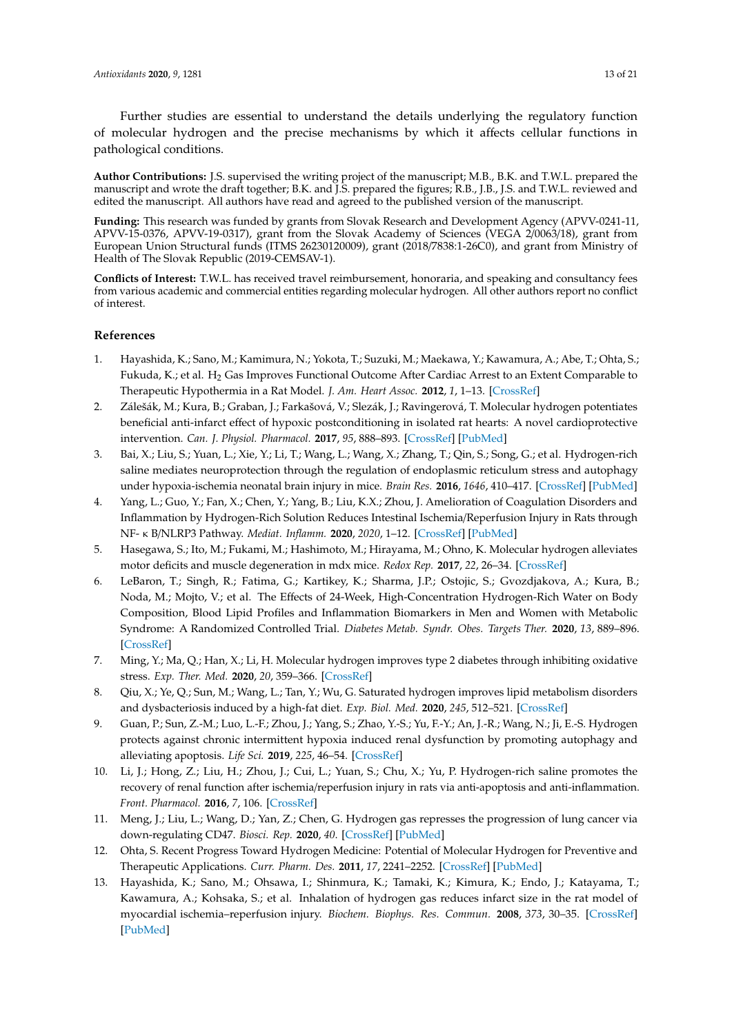Further studies are essential to understand the details underlying the regulatory function of molecular hydrogen and the precise mechanisms by which it affects cellular functions in pathological conditions.

**Author Contributions:** J.S. supervised the writing project of the manuscript; M.B., B.K. and T.W.L. prepared the manuscript and wrote the draft together; B.K. and J.S. prepared the figures; R.B., J.B., J.S. and T.W.L. reviewed and edited the manuscript. All authors have read and agreed to the published version of the manuscript.

**Funding:** This research was funded by grants from Slovak Research and Development Agency (APVV-0241-11, APVV-15-0376, APVV-19-0317), grant from the Slovak Academy of Sciences (VEGA 2/0063/18), grant from European Union Structural funds (ITMS 26230120009), grant (2018/7838:1-26C0), and grant from Ministry of Health of The Slovak Republic (2019-CEMSAV-1).

**Conflicts of Interest:** T.W.L. has received travel reimbursement, honoraria, and speaking and consultancy fees from various academic and commercial entities regarding molecular hydrogen. All other authors report no conflict of interest.

## References

1. Hayashida, K.; Sano, M.; Kamimura, N.; Yokota, T.; Suzuki, M.; Maekawa, Y.; Kawamura, A.; Abe, T.; Ohta, S.; Fukuda, K.; et al. $H_2$ Gas Improves Functional Outcome After Cardiac Arrest to an Extent Comparable to Therapeutic Hypothermia in a Rat Model. *J. Am. Heart Assoc.* **2012**, *1*, 1–13. [CrossRef]
2. Zálešák, M.; Kura, B.; Graban, J.; Farkašová, V.; Slezák, J.; Ravingerová, T. Molecular hydrogen potentiates beneficial anti-infarct effect of hypoxic postconditioning in isolated rat hearts: A novel cardioprotective intervention. *Can. J. Physiol. Pharmacol.* **2017**, *95*, 888–893. [CrossRef] [PubMed]
3. Bai, X.; Liu, S.; Yuan, L.; Xie, Y.; Li, T.; Wang, L.; Wang, X.; Zhang, T.; Qin, S.; Song, G.; et al. Hydrogen-rich saline mediates neuroprotection through the regulation of endoplasmic reticulum stress and autophagy under hypoxia-ischemia neonatal brain injury in mice. *Brain Res.* **2016**, *1646*, 410–417. [CrossRef] [PubMed]
4. Yang, L.; Guo, Y.; Fan, X.; Chen, Y.; Yang, B.; Liu, K.X.; Zhou, J. Amelioration of Coagulation Disorders and Inflammation by Hydrogen-Rich Solution Reduces Intestinal Ischemia/Reperfusion Injury in Rats through NF- κ B/NLRP3 Pathway. *Mediat. Inflamm.* **2020**, *2020*, 1–12. [CrossRef] [PubMed]
5. Hasegawa, S.; Ito, M.; Fukami, M.; Hashimoto, M.; Hirayama, M.; Ohno, K. Molecular hydrogen alleviates motor deficits and muscle degeneration in mdx mice. *Redox Rep.* **2017**, *22*, 26–34. [CrossRef]
6. LeBaron, T.; Singh, R.; Fatima, G.; Kartikey, K.; Sharma, J.P.; Ostojic, S.; Gvozdjakova, A.; Kura, B.; Noda, M.; Mojto, V.; et al. The Effects of 24-Week, High-Concentration Hydrogen-Rich Water on Body Composition, Blood Lipid Profiles and Inflammation Biomarkers in Men and Women with Metabolic Syndrome: A Randomized Controlled Trial. *Diabetes Metab. Syndr. Obes. Targets Ther.* **2020**, *13*, 889–896. [CrossRef]
7. Ming, Y.; Ma, Q.; Han, X.; Li, H. Molecular hydrogen improves type 2 diabetes through inhibiting oxidative stress. *Exp. Ther. Med.* **2020**, *20*, 359–366. [CrossRef]
8. Qiu, X.; Ye, Q.; Sun, M.; Wang, L.; Tan, Y.; Wu, G. Saturated hydrogen improves lipid metabolism disorders and dysbacteriosis induced by a high-fat diet. *Exp. Biol. Med.* **2020**, *245*, 512–521. [CrossRef]
9. Guan, P.; Sun, Z.-M.; Luo, L.-F.; Zhou, J.; Yang, S.; Zhao, Y.-S.; Yu, F.-Y.; An, J.-R.; Wang, N.; Ji, E.-S. Hydrogen protects against chronic intermittent hypoxia induced renal dysfunction by promoting autophagy and alleviating apoptosis. *Life Sci.* **2019**, *225*, 46–54. [CrossRef]
10. Li, J.; Hong, Z.; Liu, H.; Zhou, J.; Cui, L.; Yuan, S.; Chu, X.; Yu, P. Hydrogen-rich saline promotes the recovery of renal function after ischemia/reperfusion injury in rats via anti-apoptosis and anti-inflammation. *Front. Pharmacol.* **2016**, *7*, 106. [CrossRef]
11. Meng, J.; Liu, L.; Wang, D.; Yan, Z.; Chen, G. Hydrogen gas represses the progression of lung cancer via down-regulating CD47. *Biosci. Rep.* **2020**, *40*. [CrossRef] [PubMed]
12. Ohta, S. Recent Progress Toward Hydrogen Medicine: Potential of Molecular Hydrogen for Preventive and Therapeutic Applications. *Curr. Pharm. Des.* **2011**, *17*, 2241–2252. [CrossRef] [PubMed]
13. Hayashida, K.; Sano, M.; Ohsawa, I.; Shinmura, K.; Tamaki, K.; Kimura, K.; Endo, J.; Katayama, T.; Kawamura, A.; Kohsaka, S.; et al. Inhalation of hydrogen gas reduces infarct size in the rat model of myocardial ischemia–reperfusion injury. *Biochem. Biophys. Res. Commun.* **2008**, *373*, 30–35. [CrossRef] [PubMed]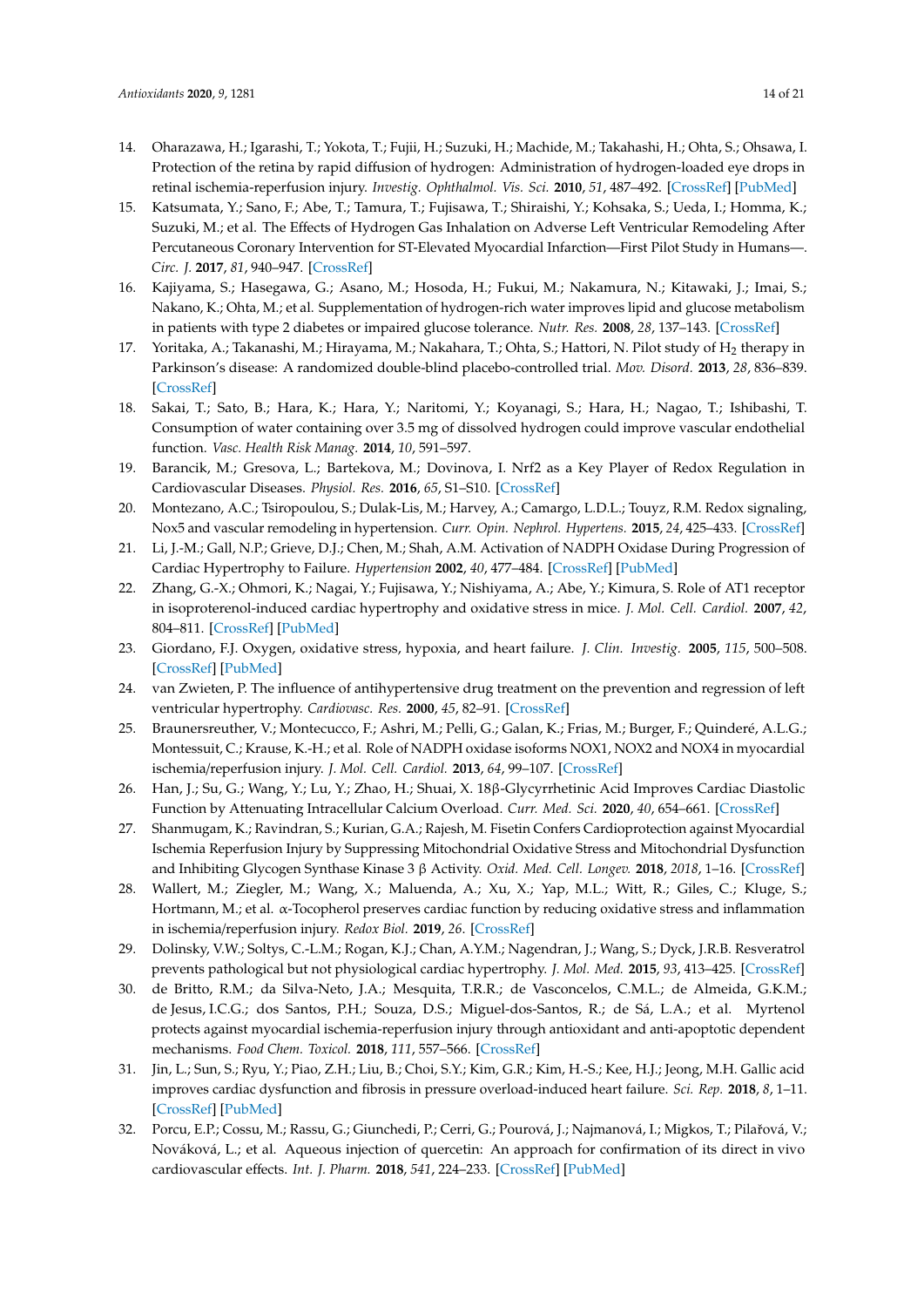14. Oharazawa, H.; Igarashi, T.; Yokota, T.; Fujii, H.; Suzuki, H.; Machide, M.; Takahashi, H.; Ohta, S.; Ohsawa, I. Protection of the retina by rapid diffusion of hydrogen: Administration of hydrogen-loaded eye drops in retinal ischemia-reperfusion injury. *Investig. Ophthalmol. Vis. Sci.* **2010**, *51*, 487–492. [CrossRef] [PubMed]
15. Katsumata, Y.; Sano, F.; Abe, T.; Tamura, T.; Fujisawa, T.; Shiraishi, Y.; Kohsaka, S.; Ueda, I.; Homma, K.; Suzuki, M.; et al. The Effects of Hydrogen Gas Inhalation on Adverse Left Ventricular Remodeling After Percutaneous Coronary Intervention for ST-Elevated Myocardial Infarction—First Pilot Study in Humans—. *Circ. J.* **2017**, *81*, 940–947. [CrossRef]
16. Kajiyama, S.; Hasegawa, G.; Asano, M.; Hosoda, H.; Fukui, M.; Nakamura, N.; Kitawaki, J.; Imai, S.; Nakano, K.; Ohta, M.; et al. Supplementation of hydrogen-rich water improves lipid and glucose metabolism in patients with type 2 diabetes or impaired glucose tolerance. *Nutr. Res.* **2008**, *28*, 137–143. [CrossRef]
17. Yoritaka, A.; Takanashi, M.; Hirayama, M.; Nakahara, T.; Ohta, S.; Hattori, N. Pilot study of $H_2$ therapy in Parkinson's disease: A randomized double-blind placebo-controlled trial. *Mov. Disord.* **2013**, *28*, 836–839. [CrossRef]
18. Sakai, T.; Sato, B.; Hara, K.; Hara, Y.; Naritomi, Y.; Koyanagi, S.; Hara, H.; Nagao, T.; Ishibashi, T. Consumption of water containing over 3.5 mg of dissolved hydrogen could improve vascular endothelial function. *Vasc. Health Risk Manag.* **2014**, *10*, 591–597.
19. Barancik, M.; Gresova, L.; Bartekova, M.; Dovinova, I. Nrf2 as a Key Player of Redox Regulation in Cardiovascular Diseases. *Physiol. Res.* **2016**, *65*, S1–S10. [CrossRef]
20. Montezano, A.C.; Tsiropoulou, S.; Dulak-Lis, M.; Harvey, A.; Camargo, L.D.L.; Touyz, R.M. Redox signaling, Nox5 and vascular remodeling in hypertension. *Curr. Opin. Nephrol. Hypertens.* **2015**, *24*, 425–433. [CrossRef]
21. Li, J.-M.; Gall, N.P.; Grieve, D.J.; Chen, M.; Shah, A.M. Activation of NADPH Oxidase During Progression of Cardiac Hypertrophy to Failure. *Hypertension* **2002**, *40*, 477–484. [CrossRef] [PubMed]
22. Zhang, G.-X.; Ohmori, K.; Nagai, Y.; Fujisawa, Y.; Nishiyama, A.; Abe, Y.; Kimura, S. Role of AT1 receptor in isoproterenol-induced cardiac hypertrophy and oxidative stress in mice. *J. Mol. Cell. Cardiol.* **2007**, *42*, 804–811. [CrossRef] [PubMed]
23. Giordano, F.J. Oxygen, oxidative stress, hypoxia, and heart failure. *J. Clin. Investig.* **2005**, *115*, 500–508. [CrossRef] [PubMed]
24. van Zwieten, P. The influence of antihypertensive drug treatment on the prevention and regression of left ventricular hypertrophy. *Cardiovasc. Res.* **2000**, *45*, 82–91. [CrossRef]
25. Braunersreuther, V.; Montecucco, F.; Ashri, M.; Pelli, G.; Galan, K.; Frias, M.; Burger, F.; Quinderé, A.L.G.; Montessuit, C.; Krause, K.-H.; et al. Role of NADPH oxidase isoforms NOX1, NOX2 and NOX4 in myocardial ischemia/reperfusion injury. *J. Mol. Cell. Cardiol.* **2013**, *64*, 99–107. [CrossRef]
26. Han, J.; Su, G.; Wang, Y.; Lu, Y.; Zhao, H.; Shuai, X. 18β-Glycyrrhetinic Acid Improves Cardiac Diastolic Function by Attenuating Intracellular Calcium Overload. *Curr. Med. Sci.* **2020**, *40*, 654–661. [CrossRef]
27. Shanmugam, K.; Ravindran, S.; Kurian, G.A.; Rajesh, M. Fisetin Confers Cardioprotection against Myocardial Ischemia Reperfusion Injury by Suppressing Mitochondrial Oxidative Stress and Mitochondrial Dysfunction and Inhibiting Glycogen Synthase Kinase 3 β Activity. *Oxid. Med. Cell. Longev.* **2018**, *2018*, 1–16. [CrossRef]
28. Wallert, M.; Ziegler, M.; Wang, X.; Maluenda, A.; Xu, X.; Yap, M.L.; Witt, R.; Giles, C.; Kluge, S.; Hortmann, M.; et al. α-Tocopherol preserves cardiac function by reducing oxidative stress and inflammation in ischemia/reperfusion injury. *Redox Biol.* **2019**, *26*. [CrossRef]
29. Dolinsky, V.W.; Soltys, C.-L.M.; Rogan, K.J.; Chan, A.Y.M.; Nagendran, J.; Wang, S.; Dyck, J.R.B. Resveratrol prevents pathological but not physiological cardiac hypertrophy. *J. Mol. Med.* **2015**, *93*, 413–425. [CrossRef]
30. de Britto, R.M.; da Silva-Neto, J.A.; Mesquita, T.R.R.; de Vasconcelos, C.M.L.; de Almeida, G.K.M.; de Jesus, I.C.G.; dos Santos, P.H.; Souza, D.S.; Miguel-dos-Santos, R.; de Sá, L.A.; et al. Myrtenol protects against myocardial ischemia-reperfusion injury through antioxidant and anti-apoptotic dependent mechanisms. *Food Chem. Toxicol.* **2018**, *111*, 557–566. [CrossRef]
31. Jin, L.; Sun, S.; Ryu, Y.; Piao, Z.H.; Liu, B.; Choi, S.Y.; Kim, G.R.; Kim, H.-S.; Kee, H.J.; Jeong, M.H. Gallic acid improves cardiac dysfunction and fibrosis in pressure overload-induced heart failure. *Sci. Rep.* **2018**, *8*, 1–11. [CrossRef] [PubMed]
32. Porcu, E.P.; Cossu, M.; Rassu, G.; Giunchedi, P.; Cerri, G.; Pourová, J.; Najmanová, I.; Migkos, T.; Pilařová, V.; Nováková, L.; et al. Aqueous injection of quercetin: An approach for confirmation of its direct in vivo cardiovascular effects. *Int. J. Pharm.* **2018**, *541*, 224–233. [CrossRef] [PubMed]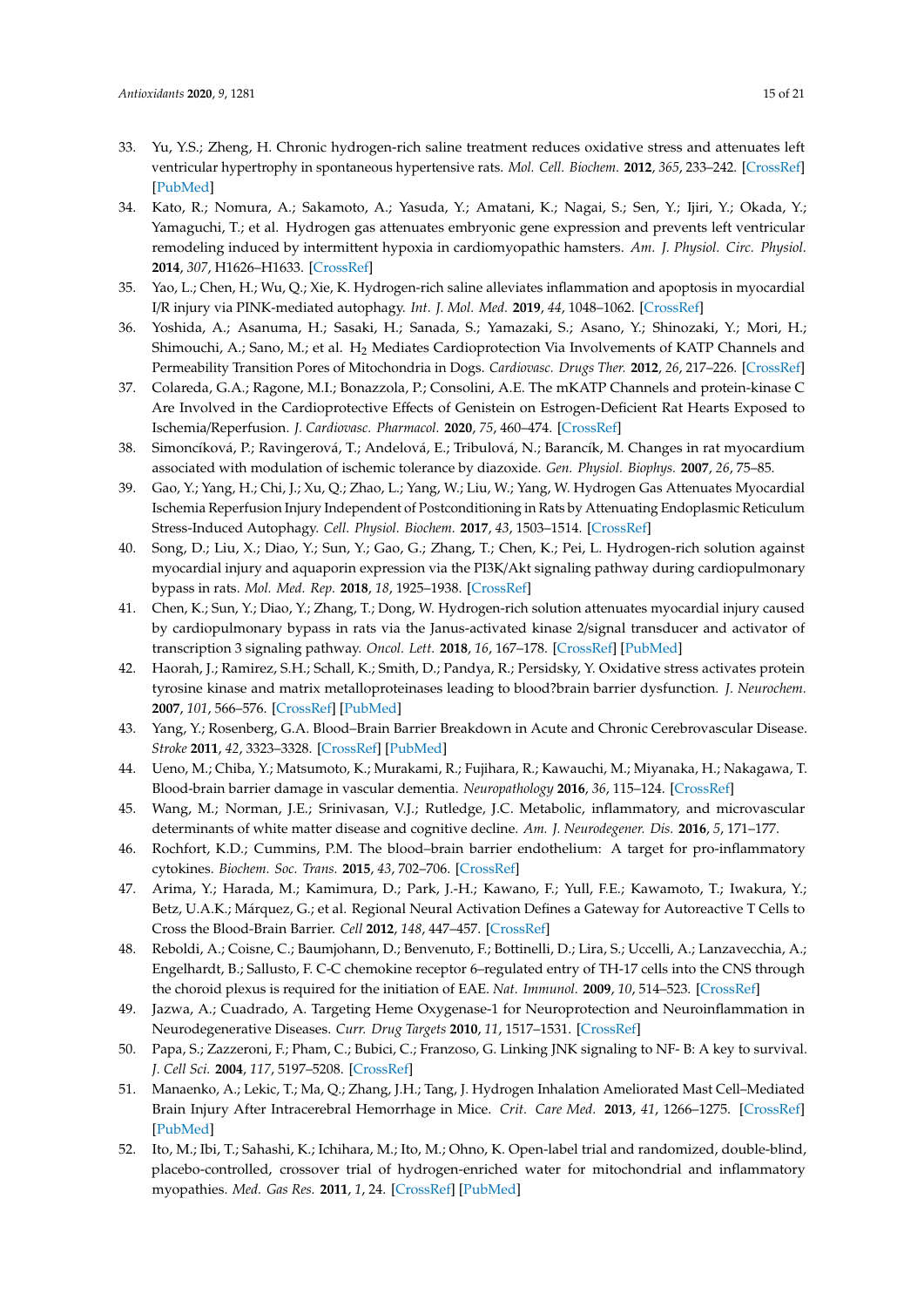33. Yu, Y.S.; Zheng, H. Chronic hydrogen-rich saline treatment reduces oxidative stress and attenuates left ventricular hypertrophy in spontaneous hypertensive rats. *Mol. Cell. Biochem.* **2012**, *365*, 233–242. [CrossRef] [PubMed]
34. Kato, R.; Nomura, A.; Sakamoto, A.; Yasuda, Y.; Amatani, K.; Nagai, S.; Sen, Y.; Ijiri, Y.; Okada, Y.; Yamaguchi, T.; et al. Hydrogen gas attenuates embryonic gene expression and prevents left ventricular remodeling induced by intermittent hypoxia in cardiomyopathic hamsters. *Am. J. Physiol. Circ. Physiol.* **2014**, *307*, H1626–H1633. [CrossRef]
35. Yao, L.; Chen, H.; Wu, Q.; Xie, K. Hydrogen-rich saline alleviates inflammation and apoptosis in myocardial I/R injury via PINK-mediated autophagy. *Int. J. Mol. Med.* **2019**, *44*, 1048–1062. [CrossRef]
36. Yoshida, A.; Asanuma, H.; Sasaki, H.; Sanada, S.; Yamazaki, S.; Asano, Y.; Shinozaki, Y.; Mori, H.; Shimouchi, A.; Sano, M.; et al. $H_2$ Mediates Cardioprotection Via Involvements of KATP Channels and Permeability Transition Pores of Mitochondria in Dogs. *Cardiovasc. Drugs Ther.* **2012**, *26*, 217–226. [CrossRef]
37. Colareda, G.A.; Ragone, M.I.; Bonazzola, P.; Consolini, A.E. The mKATP Channels and protein-kinase C Are Involved in the Cardioprotective Effects of Genistein on Estrogen-Deficient Rat Hearts Exposed to Ischemia/Reperfusion. *J. Cardiovasc. Pharmacol.* **2020**, *75*, 460–474. [CrossRef]
38. Simoncíková, P.; Ravingerová, T.; Andelová, E.; Tribulová, N.; Barancík, M. Changes in rat myocardium associated with modulation of ischemic tolerance by diazoxide. *Gen. Physiol. Biophys.* **2007**, *26*, 75–85.
39. Gao, Y.; Yang, H.; Chi, J.; Xu, Q.; Zhao, L.; Yang, W.; Liu, W.; Yang, W. Hydrogen Gas Attenuates Myocardial Ischemia Reperfusion Injury Independent of Postconditioning in Rats by Attenuating Endoplasmic Reticulum Stress-Induced Autophagy. *Cell. Physiol. Biochem.* **2017**, *43*, 1503–1514. [CrossRef]
40. Song, D.; Liu, X.; Diao, Y.; Sun, Y.; Gao, G.; Zhang, T.; Chen, K.; Pei, L. Hydrogen-rich solution against myocardial injury and aquaporin expression via the PI3K/Akt signaling pathway during cardiopulmonary bypass in rats. *Mol. Med. Rep.* **2018**, *18*, 1925–1938. [CrossRef]
41. Chen, K.; Sun, Y.; Diao, Y.; Zhang, T.; Dong, W. Hydrogen-rich solution attenuates myocardial injury caused by cardiopulmonary bypass in rats via the Janus-activated kinase 2/signal transducer and activator of transcription 3 signaling pathway. *Oncol. Lett.* **2018**, *16*, 167–178. [CrossRef] [PubMed]
42. Haorah, J.; Ramirez, S.H.; Schall, K.; Smith, D.; Pandya, R.; Persidsky, Y. Oxidative stress activates protein tyrosine kinase and matrix metalloproteinases leading to blood?brain barrier dysfunction. *J. Neurochem.* **2007**, *101*, 566–576. [CrossRef] [PubMed]
43. Yang, Y.; Rosenberg, G.A. Blood–Brain Barrier Breakdown in Acute and Chronic Cerebrovascular Disease. *Stroke* **2011**, *42*, 3323–3328. [CrossRef] [PubMed]
44. Ueno, M.; Chiba, Y.; Matsumoto, K.; Murakami, R.; Fujihara, R.; Kawauchi, M.; Miyanaka, H.; Nakagawa, T. Blood-brain barrier damage in vascular dementia. *Neuropathology* **2016**, *36*, 115–124. [CrossRef]
45. Wang, M.; Norman, J.E.; Srinivasan, V.J.; Rutledge, J.C. Metabolic, inflammatory, and microvascular determinants of white matter disease and cognitive decline. *Am. J. Neurodegener. Dis.* **2016**, *5*, 171–177.
46. Rochfort, K.D.; Cummins, P.M. The blood–brain barrier endothelium: A target for pro-inflammatory cytokines. *Biochem. Soc. Trans.* **2015**, *43*, 702–706. [CrossRef]
47. Arima, Y.; Harada, M.; Kamimura, D.; Park, J.-H.; Kawano, F.; Yull, F.E.; Kawamoto, T.; Iwakura, Y.; Betz, U.A.K.; Márquez, G.; et al. Regional Neural Activation Defines a Gateway for Autoreactive T Cells to Cross the Blood-Brain Barrier. *Cell* **2012**, *148*, 447–457. [CrossRef]
48. Reboldi, A.; Coisne, C.; Baumjohann, D.; Benvenuto, F.; Bottinelli, D.; Lira, S.; Uccelli, A.; Lanzavecchia, A.; Engelhardt, B.; Sallusto, F. C-C chemokine receptor 6–regulated entry of TH-17 cells into the CNS through the choroid plexus is required for the initiation of EAE. *Nat. Immunol.* **2009**, *10*, 514–523. [CrossRef]
49. Jazwa, A.; Cuadrado, A. Targeting Heme Oxygenase-1 for Neuroprotection and Neuroinflammation in Neurodegenerative Diseases. *Curr. Drug Targets* **2010**, *11*, 1517–1531. [CrossRef]
50. Papa, S.; Zazzeroni, F.; Pham, C.; Bubici, C.; Franzoso, G. Linking JNK signaling to NF- B: A key to survival. *J. Cell Sci.* **2004**, *117*, 5197–5208. [CrossRef]
51. Manaenko, A.; Lekic, T.; Ma, Q.; Zhang, J.H.; Tang, J. Hydrogen Inhalation Ameliorated Mast Cell–Mediated Brain Injury After Intracerebral Hemorrhage in Mice. *Crit. Care Med.* **2013**, *41*, 1266–1275. [CrossRef] [PubMed]
52. Ito, M.; Ibi, T.; Sahashi, K.; Ichihara, M.; Ito, M.; Ohno, K. Open-label trial and randomized, double-blind, placebo-controlled, crossover trial of hydrogen-enriched water for mitochondrial and inflammatory myopathies. *Med. Gas Res.* **2011**, *1*, 24. [CrossRef] [PubMed]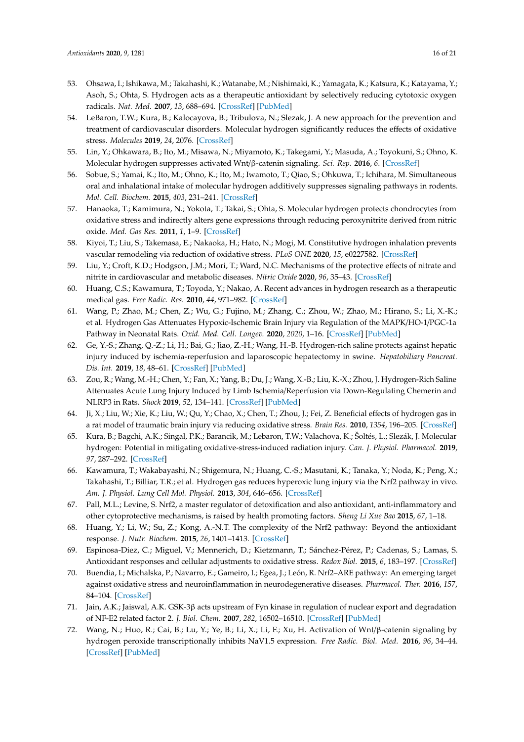53. Ohsawa, I.; Ishikawa, M.; Takahashi, K.; Watanabe, M.; Nishimaki, K.; Yamagata, K.; Katsura, K.; Katayama, Y.; Asoh, S.; Ohta, S. Hydrogen acts as a therapeutic antioxidant by selectively reducing cytotoxic oxygen radicals. *Nat. Med.* **2007**, *13*, 688–694. [CrossRef] [PubMed]
54. LeBaron, T.W.; Kura, B.; Kalocayova, B.; Tribulova, N.; Slezak, J. A new approach for the prevention and treatment of cardiovascular disorders. Molecular hydrogen significantly reduces the effects of oxidative stress. *Molecules* **2019**, *24*, 2076. [CrossRef]
55. Lin, Y.; Ohkawara, B.; Ito, M.; Misawa, N.; Miyamoto, K.; Takegami, Y.; Masuda, A.; Toyokuni, S.; Ohno, K. Molecular hydrogen suppresses activated Wnt/β-catenin signaling. *Sci. Rep.* **2016**, *6*. [CrossRef]
56. Sobue, S.; Yamai, K.; Ito, M.; Ohno, K.; Ito, M.; Iwamoto, T.; Qiao, S.; Ohkuwa, T.; Ichihara, M. Simultaneous oral and inhalational intake of molecular hydrogen additively suppresses signaling pathways in rodents. *Mol. Cell. Biochem.* **2015**, *403*, 231–241. [CrossRef]
57. Hanaoka, T.; Kamimura, N.; Yokota, T.; Takai, S.; Ohta, S. Molecular hydrogen protects chondrocytes from oxidative stress and indirectly alters gene expressions through reducing peroxynitrite derived from nitric oxide. *Med. Gas Res.* **2011**, *1*, 1–9. [CrossRef]
58. Kiyoi, T.; Liu, S.; Takemasa, E.; Nakaoka, H.; Hato, N.; Mogi, M. Constitutive hydrogen inhalation prevents vascular remodeling via reduction of oxidative stress. *PLoS ONE* **2020**, *15*, e0227582. [CrossRef]
59. Liu, Y.; Croft, K.D.; Hodgson, J.M.; Mori, T.; Ward, N.C. Mechanisms of the protective effects of nitrate and nitrite in cardiovascular and metabolic diseases. *Nitric Oxide* **2020**, *96*, 35–43. [CrossRef]
60. Huang, C.S.; Kawamura, T.; Toyoda, Y.; Nakao, A. Recent advances in hydrogen research as a therapeutic medical gas. *Free Radic. Res.* **2010**, *44*, 971–982. [CrossRef]
61. Wang, P.; Zhao, M.; Chen, Z.; Wu, G.; Fujino, M.; Zhang, C.; Zhou, W.; Zhao, M.; Hirano, S.; Li, X.-K.; et al. Hydrogen Gas Attenuates Hypoxic-Ischemic Brain Injury via Regulation of the MAPK/HO-1/PGC-1a Pathway in Neonatal Rats. *Oxid. Med. Cell. Longev.* **2020**, *2020*, 1–16. [CrossRef] [PubMed]
62. Ge, Y.-S.; Zhang, Q.-Z.; Li, H.; Bai, G.; Jiao, Z.-H.; Wang, H.-B. Hydrogen-rich saline protects against hepatic injury induced by ischemia-reperfusion and laparoscopic hepatectomy in swine. *Hepatobiliary Pancreat. Dis. Int.* **2019**, *18*, 48–61. [CrossRef] [PubMed]
63. Zou, R.; Wang, M.-H.; Chen, Y.; Fan, X.; Yang, B.; Du, J.; Wang, X.-B.; Liu, K.-X.; Zhou, J. Hydrogen-Rich Saline Attenuates Acute Lung Injury Induced by Limb Ischemia/Reperfusion via Down-Regulating Chemerin and NLRP3 in Rats. *Shock* **2019**, *52*, 134–141. [CrossRef] [PubMed]
64. Ji, X.; Liu, W.; Xie, K.; Liu, W.; Qu, Y.; Chao, X.; Chen, T.; Zhou, J.; Fei, Z. Beneficial effects of hydrogen gas in a rat model of traumatic brain injury via reducing oxidative stress. *Brain Res.* **2010**, *1354*, 196–205. [CrossRef]
65. Kura, B.; Bagchi, A.K.; Singal, P.K.; Barancik, M.; Lebaron, T.W.; Valachova, K.; Šoltés, L.; Slezák, J. Molecular hydrogen: Potential in mitigating oxidative-stress-induced radiation injury. *Can. J. Physiol. Pharmacol.* **2019**, *97*, 287–292. [CrossRef]
66. Kawamura, T.; Wakabayashi, N.; Shigemura, N.; Huang, C.-S.; Masutani, K.; Tanaka, Y.; Noda, K.; Peng, X.; Takahashi, T.; Billiar, T.R.; et al. Hydrogen gas reduces hyperoxic lung injury via the Nrf2 pathway in vivo. *Am. J. Physiol. Lung Cell Mol. Physiol.* **2013**, *304*, 646–656. [CrossRef]
67. Pall, M.L.; Levine, S. Nrf2, a master regulator of detoxification and also antioxidant, anti-inflammatory and other cytoprotective mechanisms, is raised by health promoting factors. *Sheng Li Xue Bao* **2015**, *67*, 1–18.
68. Huang, Y.; Li, W.; Su, Z.; Kong, A.-N.T. The complexity of the Nrf2 pathway: Beyond the antioxidant response. *J. Nutr. Biochem.* **2015**, *26*, 1401–1413. [CrossRef]
69. Espinosa-Diez, C.; Miguel, V.; Mennerich, D.; Kietzmann, T.; Sánchez-Pérez, P.; Cadenas, S.; Lamas, S. Antioxidant responses and cellular adjustments to oxidative stress. *Redox Biol.* **2015**, *6*, 183–197. [CrossRef]
70. Buendia, I.; Michalska, P.; Navarro, E.; Gameiro, I.; Egea, J.; León, R. Nrf2–ARE pathway: An emerging target against oxidative stress and neuroinflammation in neurodegenerative diseases. *Pharmacol. Ther.* **2016**, *157*, 84–104. [CrossRef]
71. Jain, A.K.; Jaiswal, A.K. GSK-3β acts upstream of Fyn kinase in regulation of nuclear export and degradation of NF-E2 related factor 2. *J. Biol. Chem.* **2007**, *282*, 16502–16510. [CrossRef] [PubMed]
72. Wang, N.; Huo, R.; Cai, B.; Lu, Y.; Ye, B.; Li, X.; Li, F.; Xu, H. Activation of Wnt/β-catenin signaling by hydrogen peroxide transcriptionally inhibits NaV1.5 expression. *Free Radic. Biol. Med.* **2016**, *96*, 34–44. [CrossRef] [PubMed]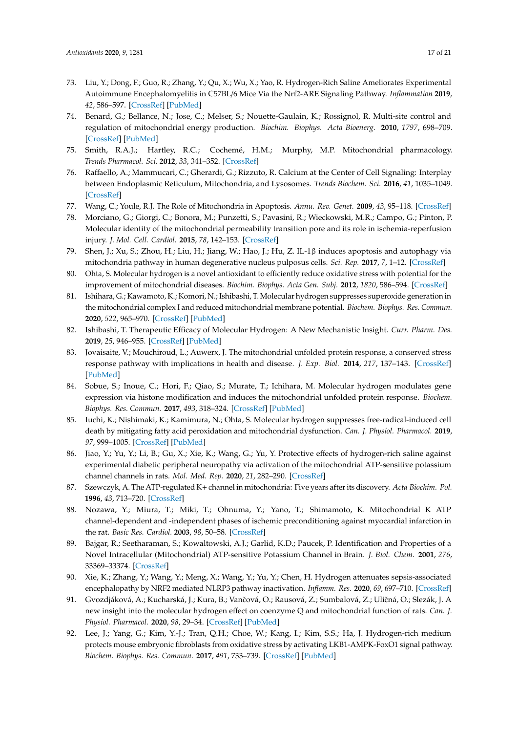73. Liu, Y.; Dong, F.; Guo, R.; Zhang, Y.; Qu, X.; Wu, X.; Yao, R. Hydrogen-Rich Saline Ameliorates Experimental Autoimmune Encephalomyelitis in C57BL/6 Mice Via the Nrf2-ARE Signaling Pathway. *Inflammation* **2019**, *42*, 586–597. [CrossRef] [PubMed]
74. Benard, G.; Bellance, N.; Jose, C.; Melser, S.; Nouette-Gaulain, K.; Rossignol, R. Multi-site control and regulation of mitochondrial energy production. *Biochim. Biophys. Acta Bioenerg.* **2010**, *1797*, 698–709. [CrossRef] [PubMed]
75. Smith, R.A.J.; Hartley, R.C.; Cocheme, H.M.; Murphy, M.P. Mitochondrial pharmacology. *Trends Pharmacol. Sci.* **2012**, *33*, 341–352. [CrossRef]
76. Raffaello, A.; Mammucari, C.; Gherardi, G.; Rizzuto, R. Calcium at the Center of Cell Signaling: Interplay between Endoplasmic Reticulum, Mitochondria, and Lysosomes. *Trends Biochem. Sci.* **2016**, *41*, 1035–1049. [CrossRef]
77. Wang, C.; Youle, R.J. The Role of Mitochondria in Apoptosis. *Annu. Rev. Genet.* **2009**, *43*, 95–118. [CrossRef]
78. Morciano, G.; Giorgi, C.; Bonora, M.; Punzetti, S.; Pavasini, R.; Wieckowski, M.R.; Campo, G.; Pinton, P. Molecular identity of the mitochondrial permeability transition pore and its role in ischemia-reperfusion injury. *J. Mol. Cell. Cardiol.* **2015**, *78*, 142–153. [CrossRef]
79. Shen, J.; Xu, S.; Zhou, H.; Liu, H.; Jiang, W.; Hao, J.; Hu, Z. IL-1β induces apoptosis and autophagy via mitochondria pathway in human degenerative nucleus pulposus cells. *Sci. Rep.* **2017**, *7*, 1–12. [CrossRef]
80. Ohta, S. Molecular hydrogen is a novel antioxidant to efficiently reduce oxidative stress with potential for the improvement of mitochondrial diseases. *Biochim. Biophys. Acta Gen. Subj.* **2012**, *1820*, 586–594. [CrossRef]
81. Ishihara, G.; Kawamoto, K.; Komori, N.; Ishibashi, T. Molecular hydrogen suppresses superoxide generation in the mitochondrial complex I and reduced mitochondrial membrane potential. *Biochem. Biophys. Res. Commun.* **2020**, *522*, 965–970. [CrossRef] [PubMed]
82. Ishibashi, T. Therapeutic Efficacy of Molecular Hydrogen: A New Mechanistic Insight. *Curr. Pharm. Des.* **2019**, *25*, 946–955. [CrossRef] [PubMed]
83. Jovaisaite, V.; Mouchiroud, L.; Auwerx, J. The mitochondrial unfolded protein response, a conserved stress response pathway with implications in health and disease. *J. Exp. Biol.* **2014**, *217*, 137–143. [CrossRef] [PubMed]
84. Sobue, S.; Inoue, C.; Hori, F.; Qiao, S.; Murate, T.; Ichihara, M. Molecular hydrogen modulates gene expression via histone modification and induces the mitochondrial unfolded protein response. *Biochem. Biophys. Res. Commun.* **2017**, *493*, 318–324. [CrossRef] [PubMed]
85. Iuchi, K.; Nishimaki, K.; Kamimura, N.; Ohta, S. Molecular hydrogen suppresses free-radical-induced cell death by mitigating fatty acid peroxidation and mitochondrial dysfunction. *Can. J. Physiol. Pharmacol.* **2019**, *97*, 999–1005. [CrossRef] [PubMed]
86. Jiao, Y.; Yu, Y.; Li, B.; Gu, X.; Xie, K.; Wang, G.; Yu, Y. Protective effects of hydrogen-rich saline against experimental diabetic peripheral neuropathy via activation of the mitochondrial ATP-sensitive potassium channel channels in rats. *Mol. Med. Rep.* **2020**, *21*, 282–290. [CrossRef]
87. Szewczyk, A. The ATP-regulated K+ channel in mitochondria: Five years after its discovery. *Acta Biochim. Pol.* **1996**, *43*, 713–720. [CrossRef]
88. Nozawa, Y.; Miura, T.; Miki, T.; Ohnuma, Y.; Yano, T.; Shimamoto, K. Mitochondrial K ATP channel-dependent and -independent phases of ischemic preconditioning against myocardial infarction in the rat. *Basic Res. Cardiol.* **2003**, *98*, 50–58. [CrossRef]
89. Bajgar, R.; Seetharaman, S.; Kowaltowski, A.J.; Garlid, K.D.; Paucek, P. Identification and Properties of a Novel Intracellular (Mitochondrial) ATP-sensitive Potassium Channel in Brain. *J. Biol. Chem.* **2001**, *276*, 33369–33374. [CrossRef]
90. Xie, K.; Zhang, Y.; Wang, Y.; Meng, X.; Wang, Y.; Yu, Y.; Chen, H. Hydrogen attenuates sepsis-associated encephalopathy by NRF2 mediated NLRP3 pathway inactivation. *Inflamm. Res.* **2020**, *69*, 697–710. [CrossRef]
91. Gvozdjáková, A.; Kucharská, J.; Kura, B.; Vančová, O.; Rausová, Z.; Sumbalová, Z.; Uličná, O.; Slezák, J. A new insight into the molecular hydrogen effect on coenzyme Q and mitochondrial function of rats. *Can. J. Physiol. Pharmacol.* **2020**, *98*, 29–34. [CrossRef] [PubMed]
92. Lee, J.; Yang, G.; Kim, Y.-J.; Tran, Q.H.; Choe, W.; Kang, I.; Kim, S.S.; Ha, J. Hydrogen-rich medium protects mouse embryonic fibroblasts from oxidative stress by activating LKB1-AMPK-FoxO1 signal pathway. *Biochem. Biophys. Res. Commun.* **2017**, *491*, 733–739. [CrossRef] [PubMed]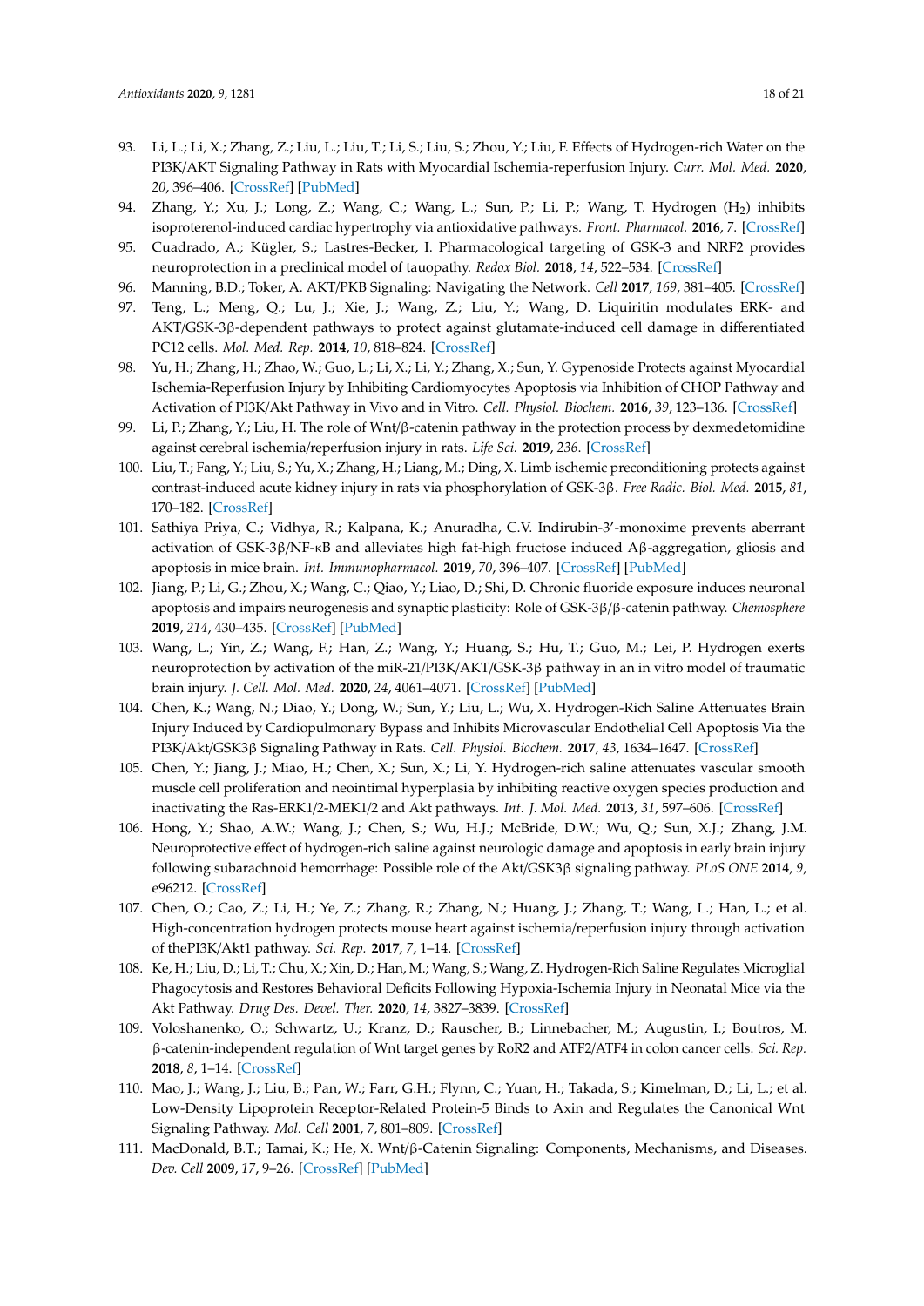93. Li, L.; Li, X.; Zhang, Z.; Liu, L.; Liu, T.; Li, S.; Liu, S.; Zhou, Y.; Liu, F. Effects of Hydrogen-rich Water on the PI3K/AKT Signaling Pathway in Rats with Myocardial Ischemia-reperfusion Injury. *Curr. Mol. Med.* **2020**, *20*, 396–406. [CrossRef] [PubMed]
94. Zhang, Y.; Xu, J.; Long, Z.; Wang, C.; Wang, L.; Sun, P.; Li, P.; Wang, T. Hydrogen ($H_2$) inhibits isoproterenol-induced cardiac hypertrophy via antioxidative pathways. *Front. Pharmacol.* **2016**, *7*. [CrossRef]
95. Cuadrado, A.; Kügler, S.; Lastres-Becker, I. Pharmacological targeting of GSK-3 and NRF2 provides neuroprotection in a preclinical model of tauopathy. *Redox Biol.* **2018**, *14*, 522–534. [CrossRef]
96. Manning, B.D.; Toker, A. AKT/PKB Signaling: Navigating the Network. *Cell* **2017**, *169*, 381–405. [CrossRef]
97. Teng, L.; Meng, Q.; Lu, J.; Xie, J.; Wang, Z.; Liu, Y.; Wang, D. Liquiritin modulates ERK- and AKT/GSK-3β-dependent pathways to protect against glutamate-induced cell damage in differentiated PC12 cells. *Mol. Med. Rep.* **2014**, *10*, 818–824. [CrossRef]
98. Yu, H.; Zhang, H.; Zhao, W.; Guo, L.; Li, X.; Li, Y.; Zhang, X.; Sun, Y. Gypenoside Protects against Myocardial Ischemia-Reperfusion Injury by Inhibiting Cardiomyocytes Apoptosis via Inhibition of CHOP Pathway and Activation of PI3K/Akt Pathway in Vivo and in Vitro. *Cell. Physiol. Biochem.* **2016**, *39*, 123–136. [CrossRef]
99. Li, P.; Zhang, Y.; Liu, H. The role of Wnt/β-catenin pathway in the protection process by dexmedetomidine against cerebral ischemia/reperfusion injury in rats. *Life Sci.* **2019**, *236*. [CrossRef]
100. Liu, T.; Fang, Y.; Liu, S.; Yu, X.; Zhang, H.; Liang, M.; Ding, X. Limb ischemic preconditioning protects against contrast-induced acute kidney injury in rats via phosphorylation of GSK-3β. *Free Radic. Biol. Med.* **2015**, *81*, 170–182. [CrossRef]
101. Sathiya Priya, C.; Vidhya, R.; Kalpana, K.; Anuradha, C.V. Indirubin-3′-monoxime prevents aberrant activation of GSK-3β/NF-κB and alleviates high fat-high fructose induced Aβ-aggregation, gliosis and apoptosis in mice brain. *Int. Immunopharmacol.* **2019**, *70*, 396–407. [CrossRef] [PubMed]
102. Jiang, P.; Li, G.; Zhou, X.; Wang, C.; Qiao, Y.; Liao, D.; Shi, D. Chronic fluoride exposure induces neuronal apoptosis and impairs neurogenesis and synaptic plasticity: Role of GSK-3β/β-catenin pathway. *Chemosphere* **2019**, *214*, 430–435. [CrossRef] [PubMed]
103. Wang, L.; Yin, Z.; Wang, F.; Han, Z.; Wang, Y.; Huang, S.; Hu, T.; Guo, M.; Lei, P. Hydrogen exerts neuroprotection by activation of the miR-21/PI3K/AKT/GSK-3β pathway in an in vitro model of traumatic brain injury. *J. Cell. Mol. Med.* **2020**, *24*, 4061–4071. [CrossRef] [PubMed]
104. Chen, K.; Wang, N.; Diao, Y.; Dong, W.; Sun, Y.; Liu, L.; Wu, X. Hydrogen-Rich Saline Attenuates Brain Injury Induced by Cardiopulmonary Bypass and Inhibits Microvascular Endothelial Cell Apoptosis Via the PI3K/Akt/GSK3β Signaling Pathway in Rats. *Cell. Physiol. Biochem.* **2017**, *43*, 1634–1647. [CrossRef]
105. Chen, Y.; Jiang, J.; Miao, H.; Chen, X.; Sun, X.; Li, Y. Hydrogen-rich saline attenuates vascular smooth muscle cell proliferation and neointimal hyperplasia by inhibiting reactive oxygen species production and inactivating the Ras-ERK1/2-MEK1/2 and Akt pathways. *Int. J. Mol. Med.* **2013**, *31*, 597–606. [CrossRef]
106. Hong, Y.; Shao, A.W.; Wang, J.; Chen, S.; Wu, H.J.; McBride, D.W.; Wu, Q.; Sun, X.J.; Zhang, J.M. Neuroprotective effect of hydrogen-rich saline against neurologic damage and apoptosis in early brain injury following subarachnoid hemorrhage: Possible role of the Akt/GSK3β signaling pathway. *PLoS ONE* **2014**, *9*, e96212. [CrossRef]
107. Chen, O.; Cao, Z.; Li, H.; Ye, Z.; Zhang, R.; Zhang, N.; Huang, J.; Zhang, T.; Wang, L.; Han, L.; et al. High-concentration hydrogen protects mouse heart against ischemia/reperfusion injury through activation of thePI3K/Akt1 pathway. *Sci. Rep.* **2017**, *7*, 1–14. [CrossRef]
108. Ke, H.; Liu, D.; Li, T.; Chu, X.; Xin, D.; Han, M.; Wang, S.; Wang, Z. Hydrogen-Rich Saline Regulates Microglial Phagocytosis and Restores Behavioral Deficits Following Hypoxia-Ischemia Injury in Neonatal Mice via the Akt Pathway. *Drug Des. Devel. Ther.* **2020**, *14*, 3827–3839. [CrossRef]
109. Voloshanenko, O.; Schwartz, U.; Kranz, D.; Rauscher, B.; Linnebacher, M.; Augustin, I.; Boutros, M. β-catenin-independent regulation of Wnt target genes by RoR2 and ATF2/ATF4 in colon cancer cells. *Sci. Rep.* **2018**, *8*, 1–14. [CrossRef]
110. Mao, J.; Wang, J.; Liu, B.; Pan, W.; Farr, G.H.; Flynn, C.; Yuan, H.; Takada, S.; Kimelman, D.; Li, L.; et al. Low-Density Lipoprotein Receptor-Related Protein-5 Binds to Axin and Regulates the Canonical Wnt Signaling Pathway. *Mol. Cell* **2001**, *7*, 801–809. [CrossRef]
111. MacDonald, B.T.; Tamai, K.; He, X. Wnt/β-Catenin Signaling: Components, Mechanisms, and Diseases. *Dev. Cell* **2009**, *17*, 9–26. [CrossRef] [PubMed]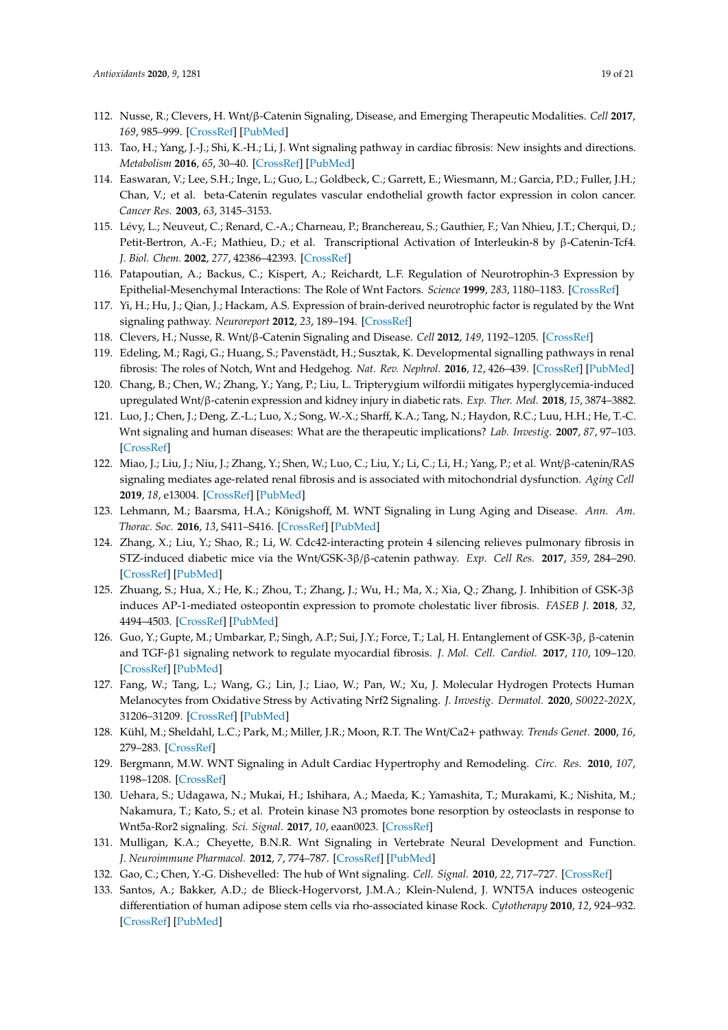112. Nusse, R.; Clevers, H. Wnt/β-Catenin Signaling, Disease, and Emerging Therapeutic Modalities. *Cell* **2017**, *169*, 985–999. [CrossRef] [PubMed]
113. Tao, H.; Yang, J.-J.; Shi, K.-H.; Li, J. Wnt signaling pathway in cardiac fibrosis: New insights and directions. *Metabolism* **2016**, *65*, 30–40. [CrossRef] [PubMed]
114. Easwaran, V.; Lee, S.H.; Inge, L.; Guo, L.; Goldbeck, C.; Garrett, E.; Wiesmann, M.; Garcia, P.D.; Fuller, J.H.; Chan, V.; et al. beta-Catenin regulates vascular endothelial growth factor expression in colon cancer. *Cancer Res.* **2003**, *63*, 3145–3153.
115. Lévy, L.; Neuveut, C.; Renard, C.-A.; Charneau, P.; Branchereau, S.; Gauthier, F.; Van Nhieu, J.T.; Cherqui, D.; Petit-Bertron, A.-F.; Mathieu, D.; et al. Transcriptional Activation of Interleukin-8 by β-Catenin-Tcf4. *J. Biol. Chem.* **2002**, *277*, 42386–42393. [CrossRef]
116. Patapoutian, A.; Backus, C.; Kispert, A.; Reichardt, L.F. Regulation of Neurotrophin-3 Expression by Epithelial-Mesenchymal Interactions: The Role of Wnt Factors. *Science* **1999**, *283*, 1180–1183. [CrossRef]
117. Yi, H.; Hu, J.; Qian, J.; Hackam, A.S. Expression of brain-derived neurotrophic factor is regulated by the Wnt signaling pathway. *Neuroreport* **2012**, *23*, 189–194. [CrossRef]
118. Clevers, H.; Nusse, R. Wnt/β-Catenin Signaling and Disease. *Cell* **2012**, *149*, 1192–1205. [CrossRef]
119. Edeling, M.; Ragi, G.; Huang, S.; Pavenstädt, H.; Susztak, K. Developmental signalling pathways in renal fibrosis: The roles of Notch, Wnt and Hedgehog. *Nat. Rev. Nephrol.* **2016**, *12*, 426–439. [CrossRef] [PubMed]
120. Chang, B.; Chen, W.; Zhang, Y.; Yang, P.; Liu, L. Tripterygium wilfordii mitigates hyperglycemia-induced upregulated Wnt/β-catenin expression and kidney injury in diabetic rats. *Exp. Ther. Med.* **2018**, *15*, 3874–3882.
121. Luo, J.; Chen, J.; Deng, Z.-L.; Luo, X.; Song, W.-X.; Sharff, K.A.; Tang, N.; Haydon, R.C.; Luu, H.H.; He, T.-C. Wnt signaling and human diseases: What are the therapeutic implications? *Lab. Investig.* **2007**, *87*, 97–103. [CrossRef]
122. Miao, J.; Liu, J.; Niu, J.; Zhang, Y.; Shen, W.; Luo, C.; Liu, Y.; Li, C.; Li, H.; Yang, P.; et al. Wnt/β-catenin/RAS signaling mediates age-related renal fibrosis and is associated with mitochondrial dysfunction. *Aging Cell* **2019**, *18*, e13004. [CrossRef] [PubMed]
123. Lehmann, M.; Baarsma, H.A.; Königshoff, M. WNT Signaling in Lung Aging and Disease. *Ann. Am. Thorac. Soc.* **2016**, *13*, S411–S416. [CrossRef] [PubMed]
124. Zhang, X.; Liu, Y.; Shao, R.; Li, W. Cdc42-interacting protein 4 silencing relieves pulmonary fibrosis in STZ-induced diabetic mice via the Wnt/GSK-3β/β-catenin pathway. *Exp. Cell Res.* **2017**, *359*, 284–290. [CrossRef] [PubMed]
125. Zhuang, S.; Hua, X.; He, K.; Zhou, T.; Zhang, J.; Wu, H.; Ma, X.; Xia, Q.; Zhang, J. Inhibition of GSK-3β induces AP-1-mediated osteopontin expression to promote cholestatic liver fibrosis. *FASEB J.* **2018**, *32*, 4494–4503. [CrossRef] [PubMed]
126. Guo, Y.; Gupte, M.; Umbarkar, P.; Singh, A.P.; Sui, J.Y.; Force, T.; Lal, H. Entanglement of GSK-3β, β-catenin and TGF-β1 signaling network to regulate myocardial fibrosis. *J. Mol. Cell. Cardiol.* **2017**, *110*, 109–120. [CrossRef] [PubMed]
127. Fang, W.; Tang, L.; Wang, G.; Lin, J.; Liao, W.; Pan, W.; Xu, J. Molecular Hydrogen Protects Human Melanocytes from Oxidative Stress by Activating Nrf2 Signaling. *J. Investig. Dermatol.* **2020**, *S0022-202X*, 31206–31209. [CrossRef] [PubMed]
128. Kühl, M.; Sheldahl, L.C.; Park, M.; Miller, J.R.; Moon, R.T. The Wnt/Ca2+ pathway. *Trends Genet.* **2000**, *16*, 279–283. [CrossRef]
129. Bergmann, M.W. WNT Signaling in Adult Cardiac Hypertrophy and Remodeling. *Circ. Res.* **2010**, *107*, 1198–1208. [CrossRef]
130. Uehara, S.; Udagawa, N.; Mukai, H.; Ishihara, A.; Maeda, K.; Yamashita, T.; Murakami, K.; Nishita, M.; Nakamura, T.; Kato, S.; et al. Protein kinase N3 promotes bone resorption by osteoclasts in response to Wnt5a-Ror2 signaling. *Sci. Signal.* **2017**, *10*, eaan0023. [CrossRef]
131. Mulligan, K.A.; Cheyette, B.N.R. Wnt Signaling in Vertebrate Neural Development and Function. *J. Neuroimmune Pharmacol.* **2012**, *7*, 774–787. [CrossRef] [PubMed]
132. Gao, C.; Chen, Y.-G. Dishevelled: The hub of Wnt signaling. *Cell. Signal.* **2010**, *22*, 717–727. [CrossRef]
133. Santos, A.; Bakker, A.D.; de Blieck-Hogervorst, J.M.A.; Klein-Nulend, J. WNT5A induces osteogenic differentiation of human adipose stem cells via rho-associated kinase Rock. *Cytotherapy* **2010**, *12*, 924–932. [CrossRef] [PubMed]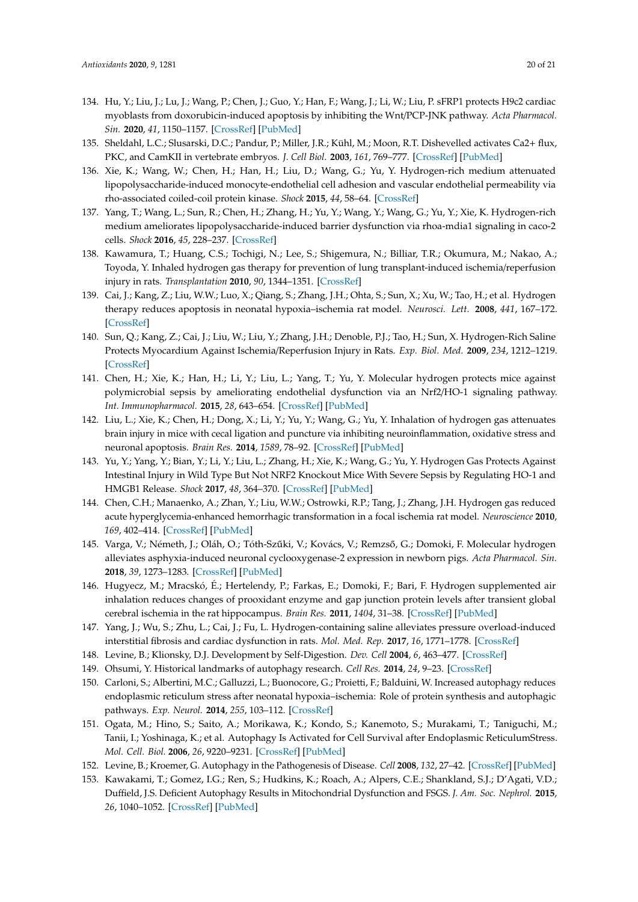134. Hu, Y.; Liu, J.; Lu, J.; Wang, P.; Chen, J.; Guo, Y.; Han, F.; Wang, J.; Li, W.; Liu, P. sFRP1 protects H9c2 cardiac myoblasts from doxorubicin-induced apoptosis by inhibiting the Wnt/PCP-JNK pathway. *Acta Pharmacol. Sin.* **2020**, *41*, 1150–1157. [CrossRef] [PubMed]
135. Sheldahl, L.C.; Slusarski, D.C.; Pandur, P.; Miller, J.R.; Kühl, M.; Moon, R.T. Dishevelled activates Ca2+ flux, PKC, and CamKII in vertebrate embryos. *J. Cell Biol.* **2003**, *161*, 769–777. [CrossRef] [PubMed]
136. Xie, K.; Wang, W.; Chen, H.; Han, H.; Liu, D.; Wang, G.; Yu, Y. Hydrogen-rich medium attenuated lipopolysaccharide-induced monocyte-endothelial cell adhesion and vascular endothelial permeability via rho-associated coiled-coil protein kinase. *Shock* **2015**, *44*, 58–64. [CrossRef]
137. Yang, T.; Wang, L.; Sun, R.; Chen, H.; Zhang, H.; Yu, Y.; Wang, Y.; Wang, G.; Yu, Y.; Xie, K. Hydrogen-rich medium ameliorates lipopolysaccharide-induced barrier dysfunction via rhoa-mdia1 signaling in caco-2 cells. *Shock* **2016**, *45*, 228–237. [CrossRef]
138. Kawamura, T.; Huang, C.S.; Tochigi, N.; Lee, S.; Shigemura, N.; Billiar, T.R.; Okumura, M.; Nakao, A.; Toyoda, Y. Inhaled hydrogen gas therapy for prevention of lung transplant-induced ischemia/reperfusion injury in rats. *Transplantation* **2010**, *90*, 1344–1351. [CrossRef]
139. Cai, J.; Kang, Z.; Liu, W.W.; Luo, X.; Qiang, S.; Zhang, J.H.; Ohta, S.; Sun, X.; Xu, W.; Tao, H.; et al. Hydrogen therapy reduces apoptosis in neonatal hypoxia–ischemia rat model. *Neurosci. Lett.* **2008**, *441*, 167–172. [CrossRef]
140. Sun, Q.; Kang, Z.; Cai, J.; Liu, W.; Liu, Y.; Zhang, J.H.; Denoble, P.J.; Tao, H.; Sun, X. Hydrogen-Rich Saline Protects Myocardium Against Ischemia/Reperfusion Injury in Rats. *Exp. Biol. Med.* **2009**, *234*, 1212–1219. [CrossRef]
141. Chen, H.; Xie, K.; Han, H.; Li, Y.; Liu, L.; Yang, T.; Yu, Y. Molecular hydrogen protects mice against polymicrobial sepsis by ameliorating endothelial dysfunction via an Nrf2/HO-1 signaling pathway. *Int. Immunopharmacol.* **2015**, *28*, 643–654. [CrossRef] [PubMed]
142. Liu, L.; Xie, K.; Chen, H.; Dong, X.; Li, Y.; Yu, Y.; Wang, G.; Yu, Y. Inhalation of hydrogen gas attenuates brain injury in mice with cecal ligation and puncture via inhibiting neuroinflammation, oxidative stress and neuronal apoptosis. *Brain Res.* **2014**, *1589*, 78–92. [CrossRef] [PubMed]
143. Yu, Y.; Yang, Y.; Bian, Y.; Li, Y.; Liu, L.; Zhang, H.; Xie, K.; Wang, G.; Yu, Y. Hydrogen Gas Protects Against Intestinal Injury in Wild Type But Not NRF2 Knockout Mice With Severe Sepsis by Regulating HO-1 and HMGB1 Release. *Shock* **2017**, *48*, 364–370. [CrossRef] [PubMed]
144. Chen, C.H.; Manaenko, A.; Zhan, Y.; Liu, W.W.; Ostrowki, R.P.; Tang, J.; Zhang, J.H. Hydrogen gas reduced acute hyperglycemia-enhanced hemorrhagic transformation in a focal ischemia rat model. *Neuroscience* **2010**, *169*, 402–414. [CrossRef] [PubMed]
145. Varga, V.; Németh, J.; Oláh, O.; Tóth-Szűki, V.; Kovács, V.; Remzső, G.; Domoki, F. Molecular hydrogen alleviates asphyxia-induced neuronal cyclooxygenase-2 expression in newborn pigs. *Acta Pharmacol. Sin.* **2018**, *39*, 1273–1283. [CrossRef] [PubMed]
146. Hugyecz, M.; Mracskó, É.; Hertelendy, P.; Farkas, E.; Domoki, F.; Bari, F. Hydrogen supplemented air inhalation reduces changes of prooxidant enzyme and gap junction protein levels after transient global cerebral ischemia in the rat hippocampus. *Brain Res.* **2011**, *1404*, 31–38. [CrossRef] [PubMed]
147. Yang, J.; Wu, S.; Zhu, L.; Cai, J.; Fu, L. Hydrogen-containing saline alleviates pressure overload-induced interstitial fibrosis and cardiac dysfunction in rats. *Mol. Med. Rep.* **2017**, *16*, 1771–1778. [CrossRef]
148. Levine, B.; Klionsky, D.J. Development by Self-Digestion. *Dev. Cell* **2004**, *6*, 463–477. [CrossRef]
149. Ohsumi, Y. Historical landmarks of autophagy research. *Cell Res.* **2014**, *24*, 9–23. [CrossRef]
150. Carloni, S.; Albertini, M.C.; Galluzzi, L.; Buonocore, G.; Proietti, F.; Balduini, W. Increased autophagy reduces endoplasmic reticulum stress after neonatal hypoxia–ischemia: Role of protein synthesis and autophagic pathways. *Exp. Neurol.* **2014**, *255*, 103–112. [CrossRef]
151. Ogata, M.; Hino, S.; Saito, A.; Morikawa, K.; Kondo, S.; Kanemoto, S.; Murakami, T.; Taniguchi, M.; Tanii, I.; Yoshinaga, K.; et al. Autophagy Is Activated for Cell Survival after Endoplasmic ReticulumStress. *Mol. Cell. Biol.* **2006**, *26*, 9220–9231. [CrossRef] [PubMed]
152. Levine, B.; Kroemer, G. Autophagy in the Pathogenesis of Disease. *Cell* **2008**, *132*, 27–42. [CrossRef] [PubMed]
153. Kawakami, T.; Gomez, I.G.; Ren, S.; Hudkins, K.; Roach, A.; Alpers, C.E.; Shankland, S.J.; D'Agati, V.D.; Duffield, J.S. Deficient Autophagy Results in Mitochondrial Dysfunction and FSGS. *J. Am. Soc. Nephrol.* **2015**, *26*, 1040–1052. [CrossRef] [PubMed]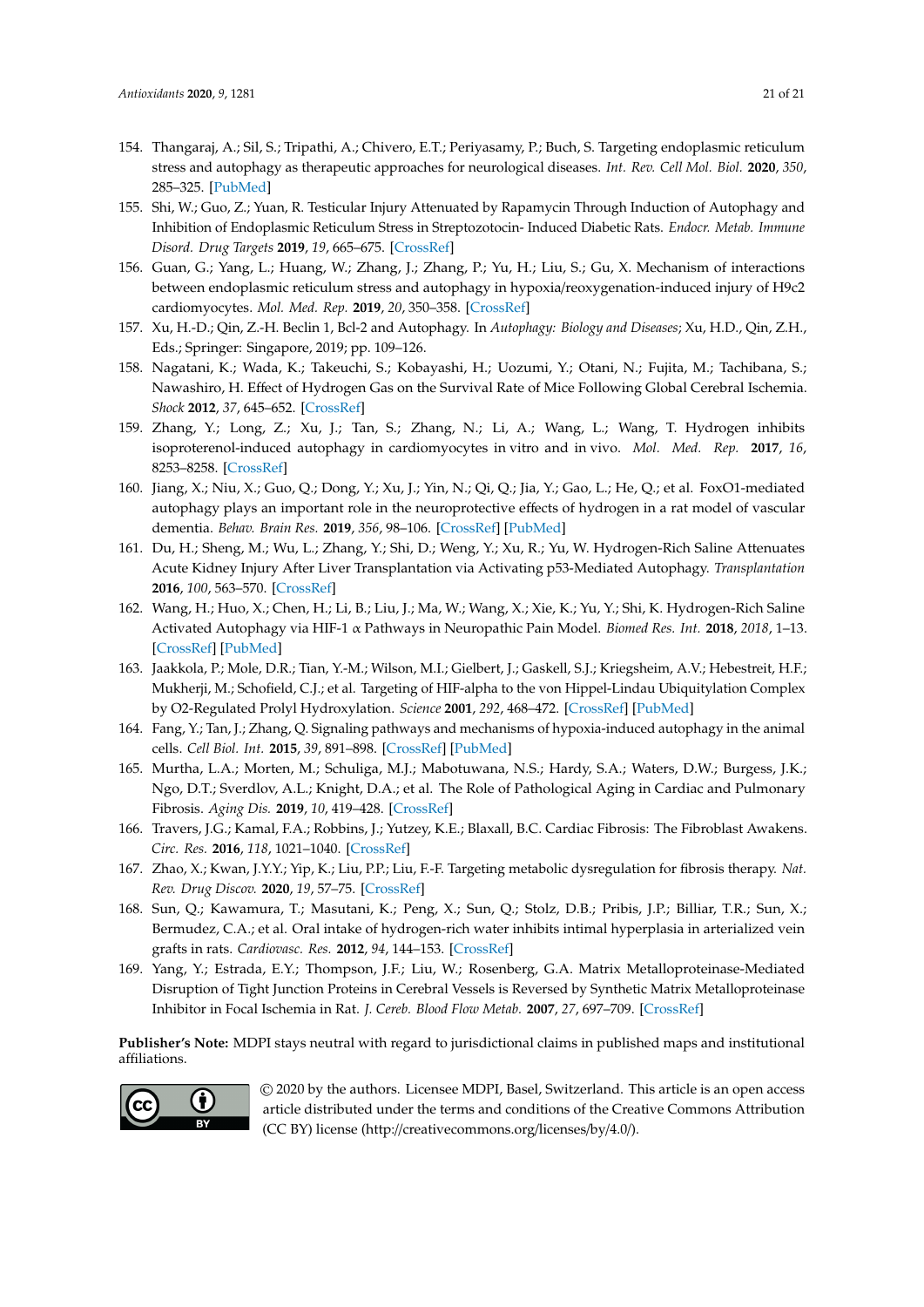154. Thangaraj, A.; Sil, S.; Tripathi, A.; Chivero, E.T.; Periyasamy, P.; Buch, S. Targeting endoplasmic reticulum stress and autophagy as therapeutic approaches for neurological diseases. *Int. Rev. Cell Mol. Biol.* **2020**, *350*, 285–325. [PubMed]
155. Shi, W.; Guo, Z.; Yuan, R. Testicular Injury Attenuated by Rapamycin Through Induction of Autophagy and Inhibition of Endoplasmic Reticulum Stress in Streptozotocin- Induced Diabetic Rats. *Endocr. Metab. Immune Disord. Drug Targets* **2019**, *19*, 665–675. [CrossRef]
156. Guan, G.; Yang, L.; Huang, W.; Zhang, J.; Zhang, P.; Yu, H.; Liu, S.; Gu, X. Mechanism of interactions between endoplasmic reticulum stress and autophagy in hypoxia/reoxygenation-induced injury of H9c2 cardiomyocytes. *Mol. Med. Rep.* **2019**, *20*, 350–358. [CrossRef]
157. Xu, H.-D.; Qin, Z.-H. Beclin 1, Bcl-2 and Autophagy. In *Autophagy: Biology and Diseases*; Xu, H.D., Qin, Z.H., Eds.; Springer: Singapore, 2019; pp. 109–126.
158. Nagatani, K.; Wada, K.; Takeuchi, S.; Kobayashi, H.; Uozumi, Y.; Otani, N.; Fujita, M.; Tachibana, S.; Nawashiro, H. Effect of Hydrogen Gas on the Survival Rate of Mice Following Global Cerebral Ischemia. *Shock* **2012**, *37*, 645–652. [CrossRef]
159. Zhang, Y.; Long, Z.; Xu, J.; Tan, S.; Zhang, N.; Li, A.; Wang, L.; Wang, T. Hydrogen inhibits isoproterenol-induced autophagy in cardiomyocytes in vitro and in vivo. *Mol. Med. Rep.* **2017**, *16*, 8253–8258. [CrossRef]
160. Jiang, X.; Niu, X.; Guo, Q.; Dong, Y.; Xu, J.; Yin, N.; Qi, Q.; Jia, Y.; Gao, L.; He, Q.; et al. FoxO1-mediated autophagy plays an important role in the neuroprotective effects of hydrogen in a rat model of vascular dementia. *Behav. Brain Res.* **2019**, *356*, 98–106. [CrossRef] [PubMed]
161. Du, H.; Sheng, M.; Wu, L.; Zhang, Y.; Shi, D.; Weng, Y.; Xu, R.; Yu, W. Hydrogen-Rich Saline Attenuates Acute Kidney Injury After Liver Transplantation via Activating p53-Mediated Autophagy. *Transplantation* **2016**, *100*, 563–570. [CrossRef]
162. Wang, H.; Huo, X.; Chen, H.; Li, B.; Liu, J.; Ma, W.; Wang, X.; Xie, K.; Yu, Y.; Shi, K. Hydrogen-Rich Saline Activated Autophagy via HIF-1 $\alpha$ Pathways in Neuropathic Pain Model. *Biomed Res. Int.* **2018**, *2018*, 1–13. [CrossRef] [PubMed]
163. Jaakkola, P.; Mole, D.R.; Tian, Y.-M.; Wilson, M.I.; Gielbert, J.; Gaskell, S.J.; Kriegsheim, A.V.; Hebestreit, H.F.; Mukherji, M.; Schofield, C.J.; et al. Targeting of HIF-alpha to the von Hippel-Lindau Ubiquitylation Complex by O2-Regulated Prolyl Hydroxylation. *Science* **2001**, *292*, 468–472. [CrossRef] [PubMed]
164. Fang, Y.; Tan, J.; Zhang, Q. Signaling pathways and mechanisms of hypoxia-induced autophagy in the animal cells. *Cell Biol. Int.* **2015**, *39*, 891–898. [CrossRef] [PubMed]
165. Murtha, L.A.; Morten, M.; Schuliga, M.J.; Mabotuwana, N.S.; Hardy, S.A.; Waters, D.W.; Burgess, J.K.; Ngo, D.T.; Sverdlov, A.L.; Knight, D.A.; et al. The Role of Pathological Aging in Cardiac and Pulmonary Fibrosis. *Aging Dis.* **2019**, *10*, 419–428. [CrossRef]
166. Travers, J.G.; Kamal, F.A.; Robbins, J.; Yutzey, K.E.; Blaxall, B.C. Cardiac Fibrosis: The Fibroblast Awakens. *Circ. Res.* **2016**, *118*, 1021–1040. [CrossRef]
167. Zhao, X.; Kwan, J.Y.Y.; Yip, K.; Liu, P.P.; Liu, F.-F. Targeting metabolic dysregulation for fibrosis therapy. *Nat. Rev. Drug Discov.* **2020**, *19*, 57–75. [CrossRef]
168. Sun, Q.; Kawamura, T.; Masutani, K.; Peng, X.; Sun, Q.; Stolz, D.B.; Pribis, J.P.; Billiar, T.R.; Sun, X.; Bermudez, C.A.; et al. Oral intake of hydrogen-rich water inhibits intimal hyperplasia in arterialized vein grafts in rats. *Cardiovasc. Res.* **2012**, *94*, 144–153. [CrossRef]
169. Yang, Y.; Estrada, E.Y.; Thompson, J.F.; Liu, W.; Rosenberg, G.A. Matrix Metalloproteinase-Mediated Disruption of Tight Junction Proteins in Cerebral Vessels is Reversed by Synthetic Matrix Metalloproteinase Inhibitor in Focal Ischemia in Rat. *J. Cereb. Blood Flow Metab.* **2007**, *27*, 697–709. [CrossRef]

**Publisher's Note:** MDPI stays neutral with regard to jurisdictional claims in published maps and institutional affiliations.

© 2020 by the authors. Licensee MDPI, Basel, Switzerland. This article is an open access article distributed under the terms and conditions of the Creative Commons Attribution (CC BY) license (http://creativecommons.org/licenses/by/4.0/).